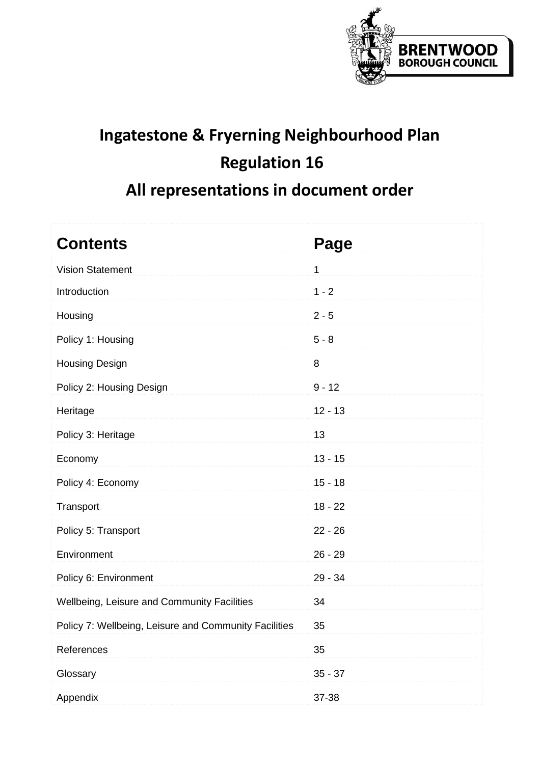# Ingatestone & Fryerning Neighbourhood Plan

# Regulation 16

# All representations in document order

| Contents | Page |
|---|---|
| Vision Statement | 1 |
| Introduction | 1 - 2 |
| Housing | 2 - 5 |
| Policy 1: Housing | 5 - 8 |
| Housing Design | 8 |
| Policy 2: Housing Design | 9 - 12 |
| Heritage | 12 - 13 |
| Policy 3: Heritage | 13 |
| Economy | 13 - 15 |
| Policy 4: Economy | 15 - 18 |
| Transport | 18 - 22 |
| Policy 5: Transport | 22 - 26 |
| Environment | 26 - 29 |
| Policy 6: Environment | 29 - 34 |
| Wellbeing, Leisure and Community Facilities | 34 |
| Policy 7: Wellbeing, Leisure and Community Facilities | 35 |
| References | 35 |
| Glossary | 35 - 37 |
| Appendix | 37-38 |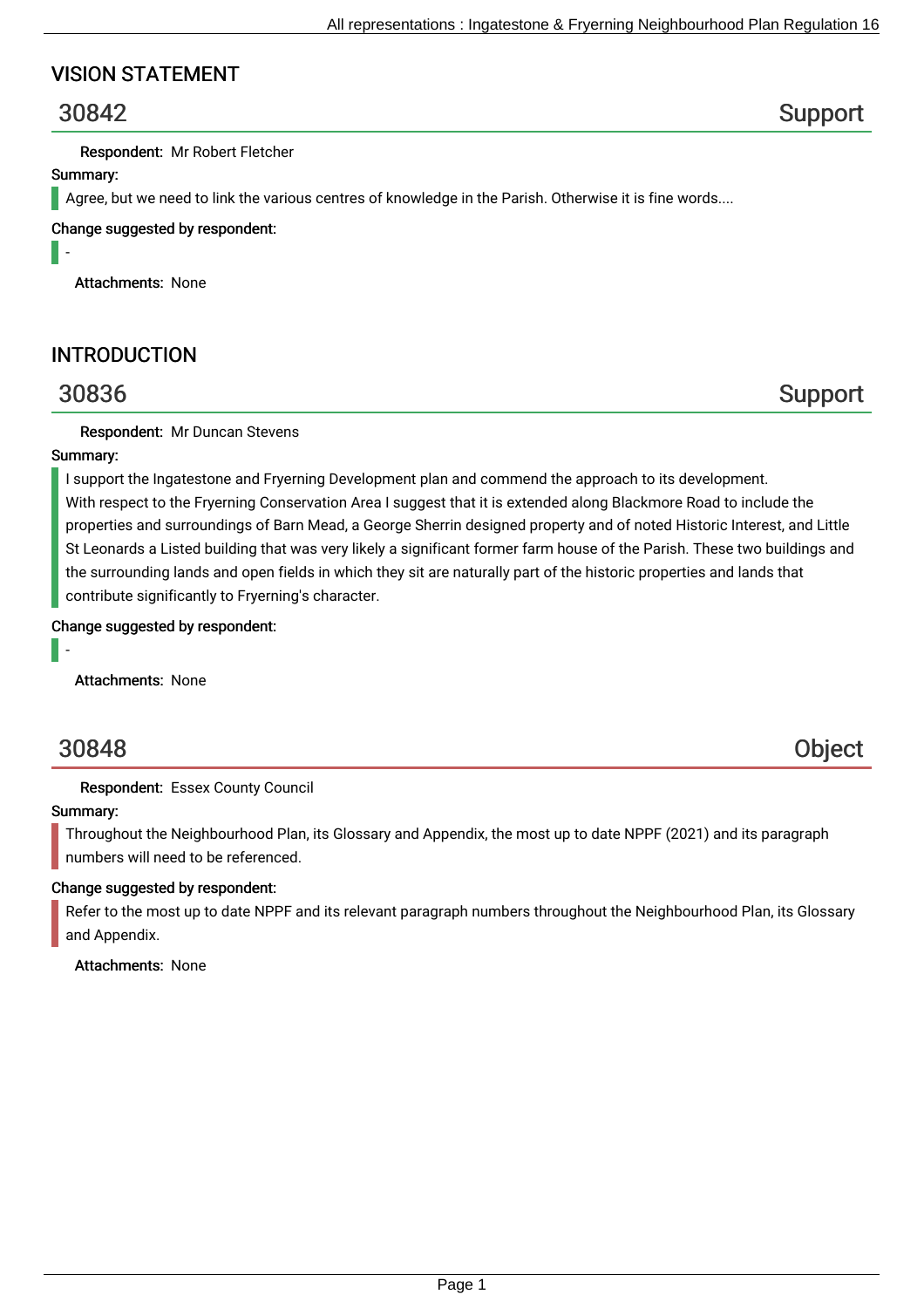## VISION STATEMENT

### 30842 — Support

**Respondent:** Mr Robert Fletcher

**Summary:**

Agree, but we need to link the various centres of knowledge in the Parish. Otherwise it is fine words....

**Change suggested by respondent:**

-

**Attachments:** None

## INTRODUCTION

### 30836 — Support

**Respondent:** Mr Duncan Stevens

**Summary:**

I support the Ingatestone and Fryerning Development plan and commend the approach to its development.
With respect to the Fryerning Conservation Area I suggest that it is extended along Blackmore Road to include the properties and surroundings of Barn Mead, a George Sherrin designed property and of noted Historic Interest, and Little St Leonards a Listed building that was very likely a significant former farm house of the Parish. These two buildings and the surrounding lands and open fields in which they sit are naturally part of the historic properties and lands that contribute significantly to Fryerning's character.

**Change suggested by respondent:**

-

**Attachments:** None

### 30848 — Object

**Respondent:** Essex County Council

**Summary:**

Throughout the Neighbourhood Plan, its Glossary and Appendix, the most up to date NPPF (2021) and its paragraph numbers will need to be referenced.

**Change suggested by respondent:**

Refer to the most up to date NPPF and its relevant paragraph numbers throughout the Neighbourhood Plan, its Glossary and Appendix.

**Attachments:** None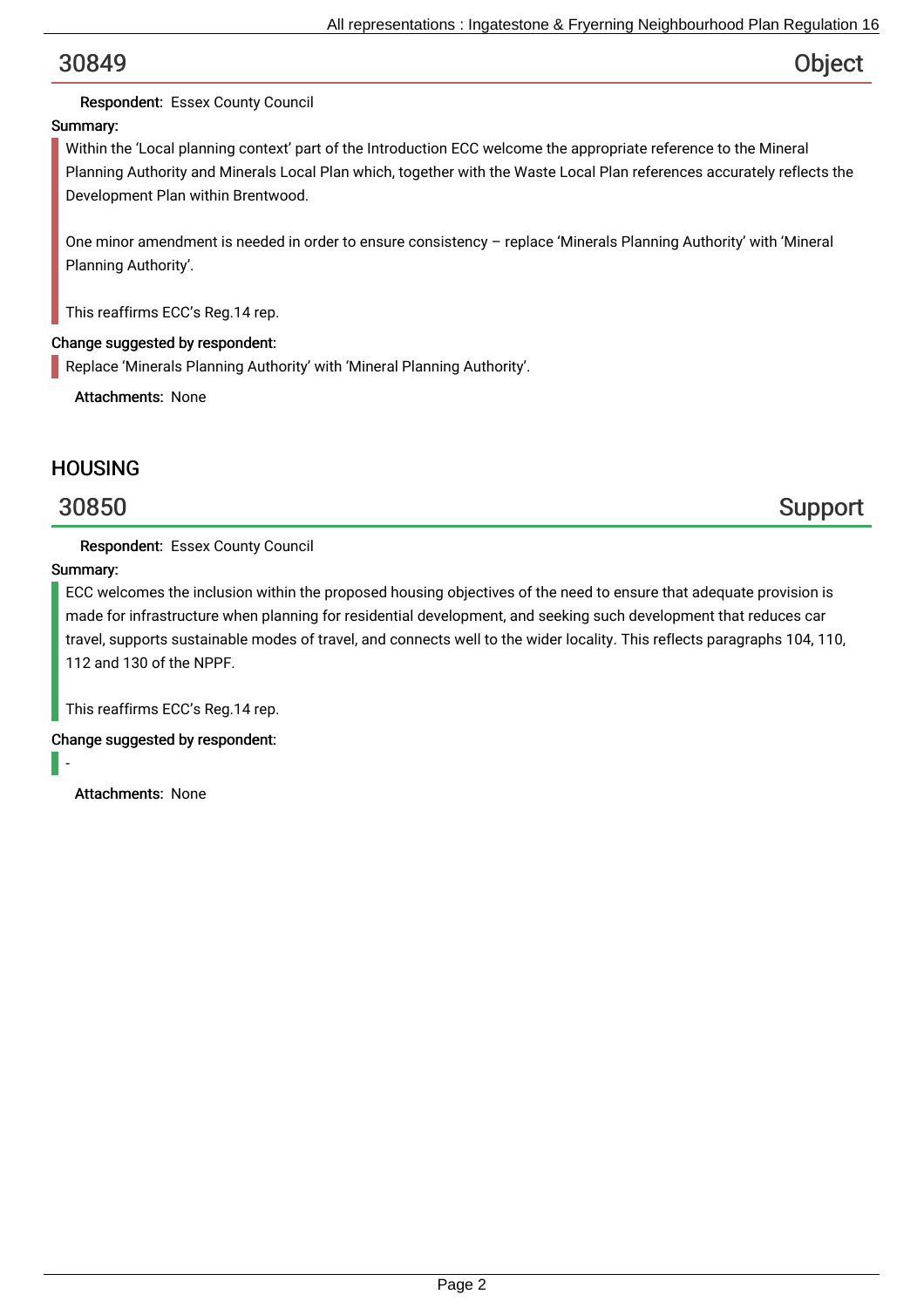## 30849 Object

**Respondent:** Essex County Council

**Summary:**

Within the 'Local planning context' part of the Introduction ECC welcome the appropriate reference to the Mineral Planning Authority and Minerals Local Plan which, together with the Waste Local Plan references accurately reflects the Development Plan within Brentwood.

One minor amendment is needed in order to ensure consistency – replace 'Minerals Planning Authority' with 'Mineral Planning Authority'.

This reaffirms ECC's Reg.14 rep.

**Change suggested by respondent:**

Replace 'Minerals Planning Authority' with 'Mineral Planning Authority'.

**Attachments:** None

# HOUSING

## 30850 Support

**Respondent:** Essex County Council

**Summary:**

ECC welcomes the inclusion within the proposed housing objectives of the need to ensure that adequate provision is made for infrastructure when planning for residential development, and seeking such development that reduces car travel, supports sustainable modes of travel, and connects well to the wider locality. This reflects paragraphs 104, 110, 112 and 130 of the NPPF.

This reaffirms ECC's Reg.14 rep.

**Change suggested by respondent:**

-

**Attachments:** None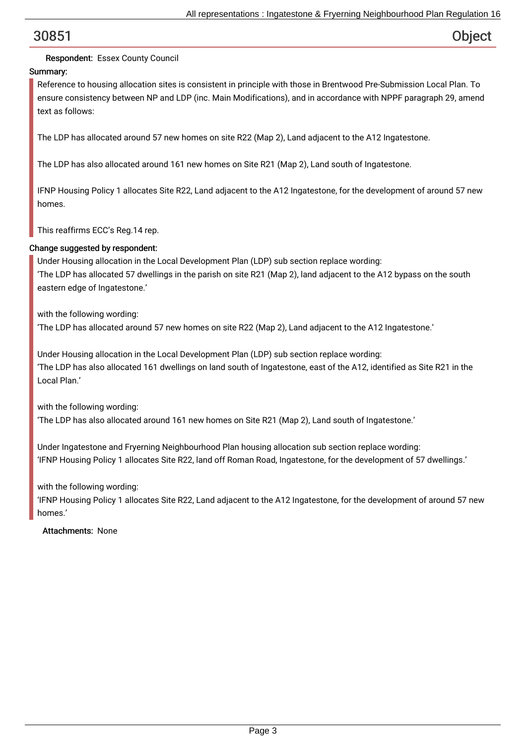## 30851 — Object

**Respondent:** Essex County Council

**Summary:**

Reference to housing allocation sites is consistent in principle with those in Brentwood Pre-Submission Local Plan. To ensure consistency between NP and LDP (inc. Main Modifications), and in accordance with NPPF paragraph 29, amend text as follows:

The LDP has allocated around 57 new homes on site R22 (Map 2), Land adjacent to the A12 Ingatestone.

The LDP has also allocated around 161 new homes on Site R21 (Map 2), Land south of Ingatestone.

IFNP Housing Policy 1 allocates Site R22, Land adjacent to the A12 Ingatestone, for the development of around 57 new homes.

This reaffirms ECC's Reg.14 rep.

**Change suggested by respondent:**

Under Housing allocation in the Local Development Plan (LDP) sub section replace wording:
'The LDP has allocated 57 dwellings in the parish on site R21 (Map 2), land adjacent to the A12 bypass on the south eastern edge of Ingatestone.'

with the following wording:
'The LDP has allocated around 57 new homes on site R22 (Map 2), Land adjacent to the A12 Ingatestone.'

Under Housing allocation in the Local Development Plan (LDP) sub section replace wording:
'The LDP has also allocated 161 dwellings on land south of Ingatestone, east of the A12, identified as Site R21 in the Local Plan.'

with the following wording:
'The LDP has also allocated around 161 new homes on Site R21 (Map 2), Land south of Ingatestone.'

Under Ingatestone and Fryerning Neighbourhood Plan housing allocation sub section replace wording:
'IFNP Housing Policy 1 allocates Site R22, land off Roman Road, Ingatestone, for the development of 57 dwellings.'

with the following wording:
'IFNP Housing Policy 1 allocates Site R22, Land adjacent to the A12 Ingatestone, for the development of around 57 new homes.'

**Attachments:** None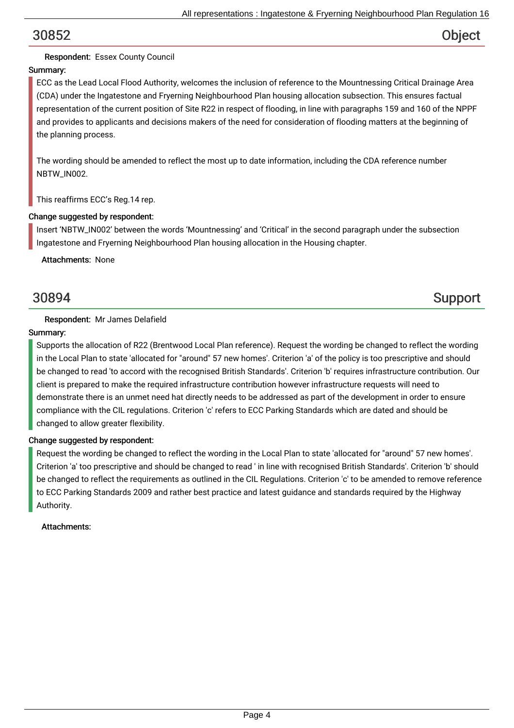## 30852 Object

**Respondent:** Essex County Council

**Summary:**

ECC as the Lead Local Flood Authority, welcomes the inclusion of reference to the Mountnessing Critical Drainage Area (CDA) under the Ingatestone and Fryerning Neighbourhood Plan housing allocation subsection. This ensures factual representation of the current position of Site R22 in respect of flooding, in line with paragraphs 159 and 160 of the NPPF and provides to applicants and decisions makers of the need for consideration of flooding matters at the beginning of the planning process.

The wording should be amended to reflect the most up to date information, including the CDA reference number NBTW_IN002.

This reaffirms ECC's Reg.14 rep.

**Change suggested by respondent:**

Insert 'NBTW_IN002' between the words 'Mountnessing' and 'Critical' in the second paragraph under the subsection Ingatestone and Fryerning Neighbourhood Plan housing allocation in the Housing chapter.

**Attachments:** None

## 30894 Support

**Respondent:** Mr James Delafield

**Summary:**

Supports the allocation of R22 (Brentwood Local Plan reference). Request the wording be changed to reflect the wording in the Local Plan to state 'allocated for "around" 57 new homes'. Criterion 'a' of the policy is too prescriptive and should be changed to read 'to accord with the recognised British Standards'. Criterion 'b' requires infrastructure contribution. Our client is prepared to make the required infrastructure contribution however infrastructure requests will need to demonstrate there is an unmet need hat directly needs to be addressed as part of the development in order to ensure compliance with the CIL regulations. Criterion 'c' refers to ECC Parking Standards which are dated and should be changed to allow greater flexibility.

**Change suggested by respondent:**

Request the wording be changed to reflect the wording in the Local Plan to state 'allocated for "around" 57 new homes'. Criterion 'a' too prescriptive and should be changed to read ' in line with recognised British Standards'. Criterion 'b' should be changed to reflect the requirements as outlined in the CIL Regulations. Criterion 'c' to be amended to remove reference to ECC Parking Standards 2009 and rather best practice and latest guidance and standards required by the Highway Authority.

**Attachments:**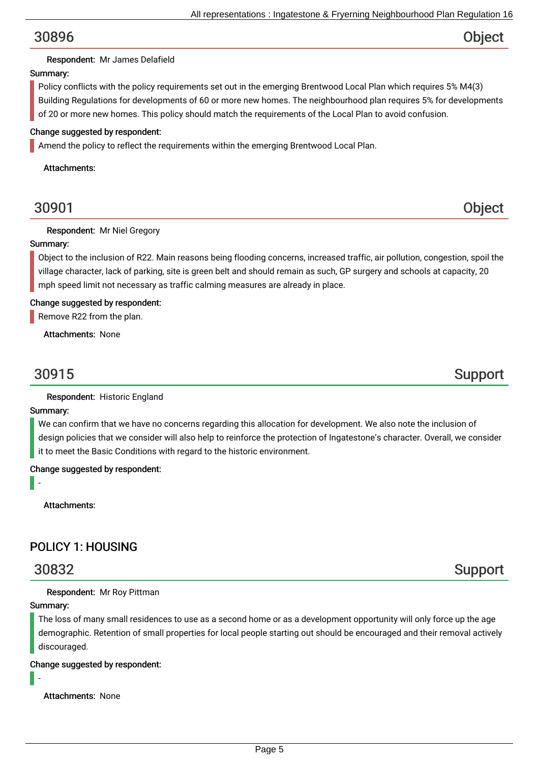## 30896 — Object

**Respondent:** Mr James Delafield

**Summary:**

Policy conflicts with the policy requirements set out in the emerging Brentwood Local Plan which requires 5% M4(3) Building Regulations for developments of 60 or more new homes. The neighbourhood plan requires 5% for developments of 20 or more new homes. This policy should match the requirements of the Local Plan to avoid confusion.

**Change suggested by respondent:**

Amend the policy to reflect the requirements within the emerging Brentwood Local Plan.

**Attachments:**

## 30901 — Object

**Respondent:** Mr Niel Gregory

**Summary:**

Object to the inclusion of R22. Main reasons being flooding concerns, increased traffic, air pollution, congestion, spoil the village character, lack of parking, site is green belt and should remain as such, GP surgery and schools at capacity, 20 mph speed limit not necessary as traffic calming measures are already in place.

**Change suggested by respondent:**

Remove R22 from the plan.

**Attachments:** None

## 30915 — Support

**Respondent:** Historic England

**Summary:**

We can confirm that we have no concerns regarding this allocation for development. We also note the inclusion of design policies that we consider will also help to reinforce the protection of Ingatestone's character. Overall, we consider it to meet the Basic Conditions with regard to the historic environment.

**Change suggested by respondent:**

-

**Attachments:**

# POLICY 1: HOUSING

## 30832 — Support

**Respondent:** Mr Roy Pittman

**Summary:**

The loss of many small residences to use as a second home or as a development opportunity will only force up the age demographic. Retention of small properties for local people starting out should be encouraged and their removal actively discouraged.

**Change suggested by respondent:**

-

**Attachments:** None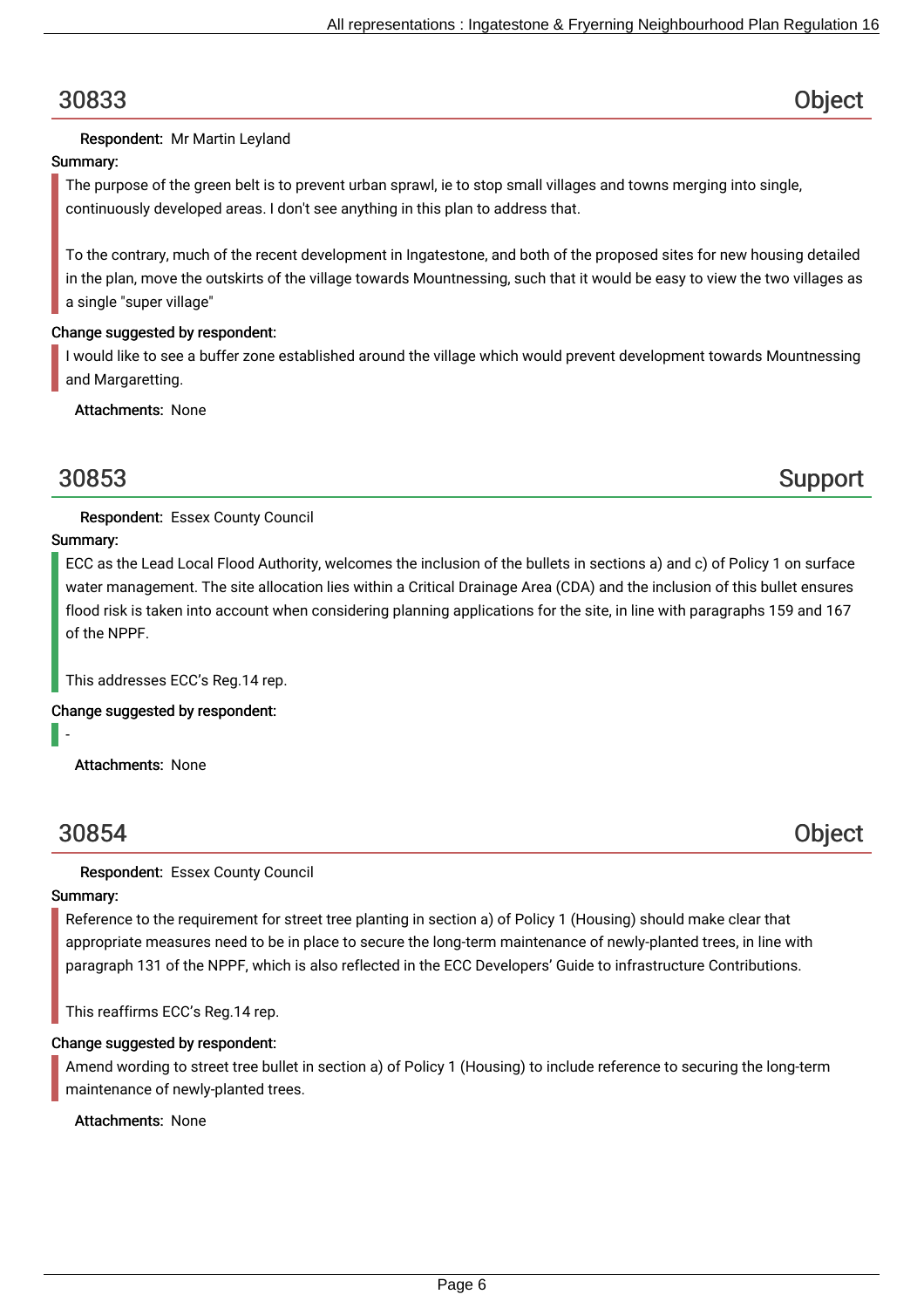## 30833 — Object

**Respondent:** Mr Martin Leyland

**Summary:**

The purpose of the green belt is to prevent urban sprawl, ie to stop small villages and towns merging into single, continuously developed areas. I don't see anything in this plan to address that.

To the contrary, much of the recent development in Ingatestone, and both of the proposed sites for new housing detailed in the plan, move the outskirts of the village towards Mountnessing, such that it would be easy to view the two villages as a single "super village"

**Change suggested by respondent:**

I would like to see a buffer zone established around the village which would prevent development towards Mountnessing and Margaretting.

**Attachments:** None

## 30853 — Support

**Respondent:** Essex County Council

**Summary:**

ECC as the Lead Local Flood Authority, welcomes the inclusion of the bullets in sections a) and c) of Policy 1 on surface water management. The site allocation lies within a Critical Drainage Area (CDA) and the inclusion of this bullet ensures flood risk is taken into account when considering planning applications for the site, in line with paragraphs 159 and 167 of the NPPF.

This addresses ECC's Reg.14 rep.

**Change suggested by respondent:**

-

**Attachments:** None

## 30854 — Object

**Respondent:** Essex County Council

**Summary:**

Reference to the requirement for street tree planting in section a) of Policy 1 (Housing) should make clear that appropriate measures need to be in place to secure the long-term maintenance of newly-planted trees, in line with paragraph 131 of the NPPF, which is also reflected in the ECC Developers' Guide to infrastructure Contributions.

This reaffirms ECC's Reg.14 rep.

**Change suggested by respondent:**

Amend wording to street tree bullet in section a) of Policy 1 (Housing) to include reference to securing the long-term maintenance of newly-planted trees.

**Attachments:** None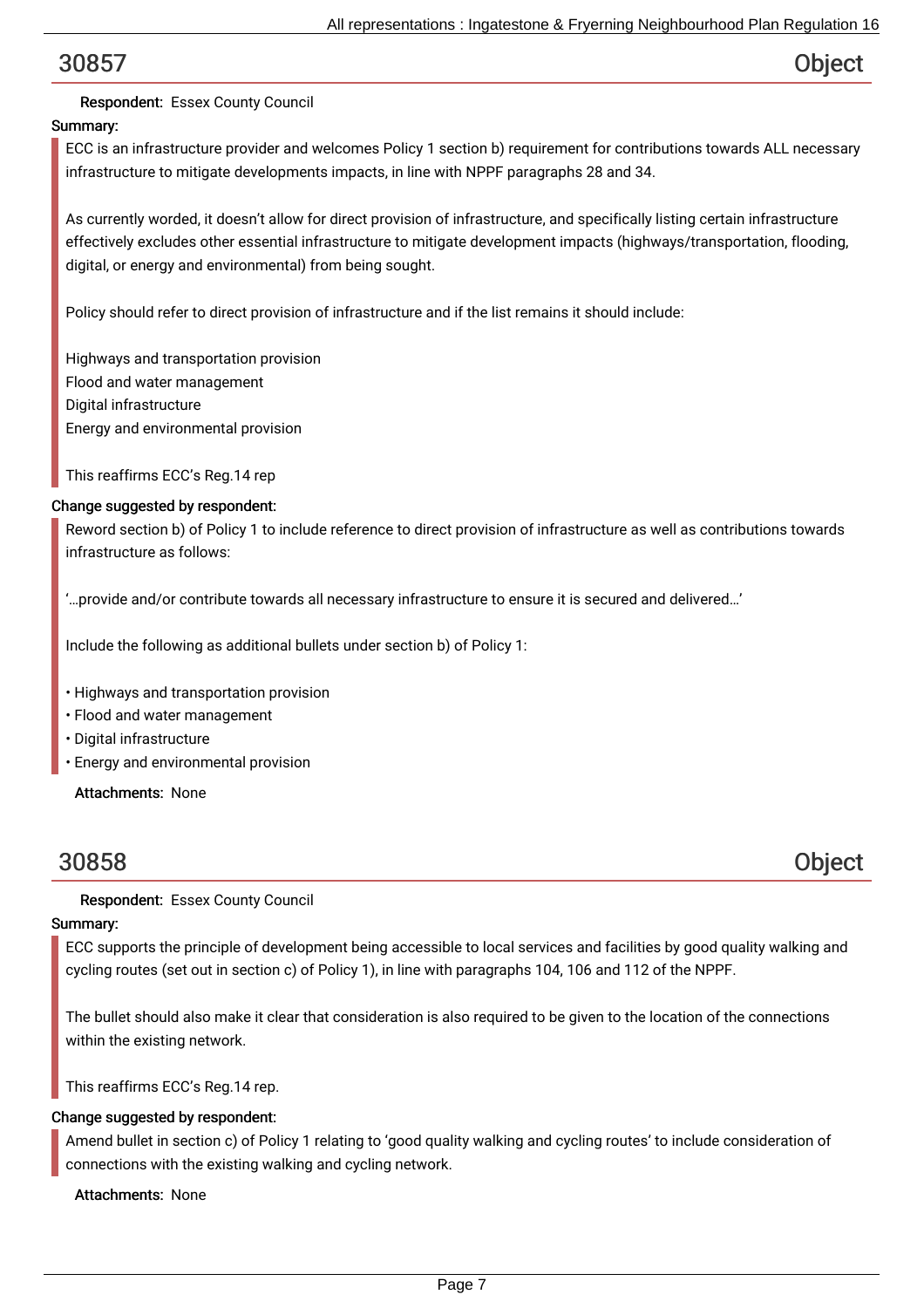## 30857 Object

**Respondent:** Essex County Council

**Summary:**

ECC is an infrastructure provider and welcomes Policy 1 section b) requirement for contributions towards ALL necessary infrastructure to mitigate developments impacts, in line with NPPF paragraphs 28 and 34.

As currently worded, it doesn't allow for direct provision of infrastructure, and specifically listing certain infrastructure effectively excludes other essential infrastructure to mitigate development impacts (highways/transportation, flooding, digital, or energy and environmental) from being sought.

Policy should refer to direct provision of infrastructure and if the list remains it should include:

Highways and transportation provision
Flood and water management
Digital infrastructure
Energy and environmental provision

This reaffirms ECC's Reg.14 rep

**Change suggested by respondent:**

Reword section b) of Policy 1 to include reference to direct provision of infrastructure as well as contributions towards infrastructure as follows:

'…provide and/or contribute towards all necessary infrastructure to ensure it is secured and delivered…'

Include the following as additional bullets under section b) of Policy 1:

- Highways and transportation provision
- Flood and water management
- Digital infrastructure
- Energy and environmental provision

**Attachments:** None

## 30858 Object

**Respondent:** Essex County Council

**Summary:**

ECC supports the principle of development being accessible to local services and facilities by good quality walking and cycling routes (set out in section c) of Policy 1), in line with paragraphs 104, 106 and 112 of the NPPF.

The bullet should also make it clear that consideration is also required to be given to the location of the connections within the existing network.

This reaffirms ECC's Reg.14 rep.

**Change suggested by respondent:**

Amend bullet in section c) of Policy 1 relating to 'good quality walking and cycling routes' to include consideration of connections with the existing walking and cycling network.

**Attachments:** None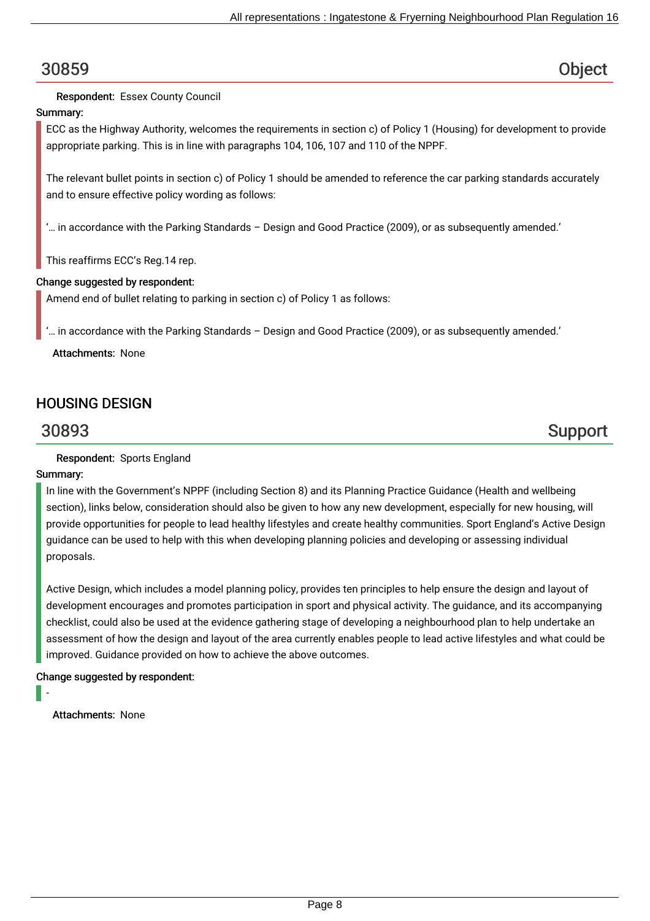## 30859 — Object

**Respondent:** Essex County Council

**Summary:**

ECC as the Highway Authority, welcomes the requirements in section c) of Policy 1 (Housing) for development to provide appropriate parking. This is in line with paragraphs 104, 106, 107 and 110 of the NPPF.

The relevant bullet points in section c) of Policy 1 should be amended to reference the car parking standards accurately and to ensure effective policy wording as follows:

'… in accordance with the Parking Standards – Design and Good Practice (2009), or as subsequently amended.'

This reaffirms ECC's Reg.14 rep.

**Change suggested by respondent:**

Amend end of bullet relating to parking in section c) of Policy 1 as follows:

'… in accordance with the Parking Standards – Design and Good Practice (2009), or as subsequently amended.'

**Attachments:** None

# HOUSING DESIGN

## 30893 — Support

**Respondent:** Sports England

**Summary:**

In line with the Government's NPPF (including Section 8) and its Planning Practice Guidance (Health and wellbeing section), links below, consideration should also be given to how any new development, especially for new housing, will provide opportunities for people to lead healthy lifestyles and create healthy communities. Sport England's Active Design guidance can be used to help with this when developing planning policies and developing or assessing individual proposals.

Active Design, which includes a model planning policy, provides ten principles to help ensure the design and layout of development encourages and promotes participation in sport and physical activity. The guidance, and its accompanying checklist, could also be used at the evidence gathering stage of developing a neighbourhood plan to help undertake an assessment of how the design and layout of the area currently enables people to lead active lifestyles and what could be improved. Guidance provided on how to achieve the above outcomes.

**Change suggested by respondent:**

-

**Attachments:** None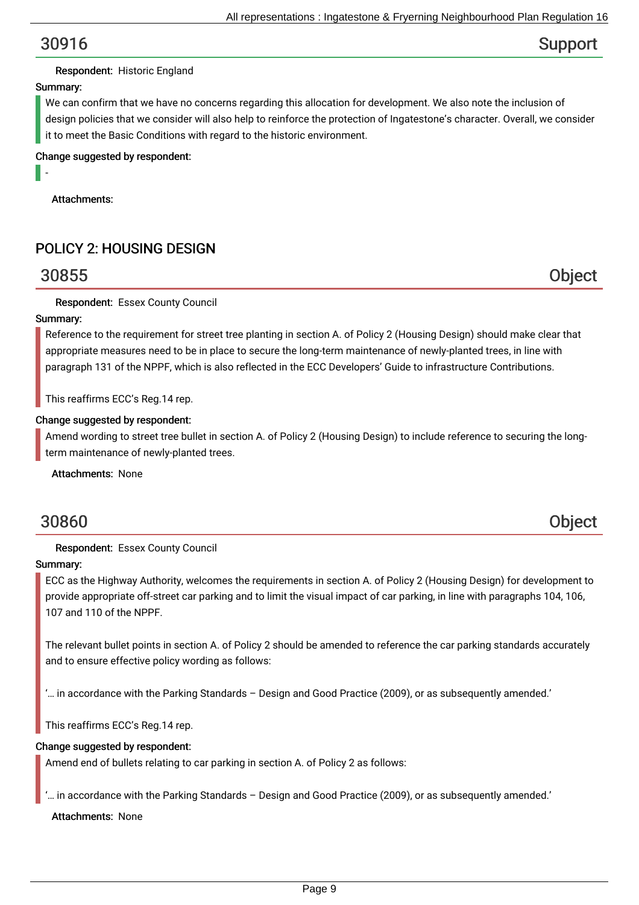## 30916 — Support

**Respondent:** Historic England

**Summary:**

We can confirm that we have no concerns regarding this allocation for development. We also note the inclusion of design policies that we consider will also help to reinforce the protection of Ingatestone's character. Overall, we consider it to meet the Basic Conditions with regard to the historic environment.

**Change suggested by respondent:**

-

**Attachments:**

# POLICY 2: HOUSING DESIGN

## 30855 — Object

**Respondent:** Essex County Council

**Summary:**

Reference to the requirement for street tree planting in section A. of Policy 2 (Housing Design) should make clear that appropriate measures need to be in place to secure the long-term maintenance of newly-planted trees, in line with paragraph 131 of the NPPF, which is also reflected in the ECC Developers' Guide to infrastructure Contributions.

This reaffirms ECC's Reg.14 rep.

**Change suggested by respondent:**

Amend wording to street tree bullet in section A. of Policy 2 (Housing Design) to include reference to securing the long-term maintenance of newly-planted trees.

**Attachments:** None

## 30860 — Object

**Respondent:** Essex County Council

**Summary:**

ECC as the Highway Authority, welcomes the requirements in section A. of Policy 2 (Housing Design) for development to provide appropriate off-street car parking and to limit the visual impact of car parking, in line with paragraphs 104, 106, 107 and 110 of the NPPF.

The relevant bullet points in section A. of Policy 2 should be amended to reference the car parking standards accurately and to ensure effective policy wording as follows:

'… in accordance with the Parking Standards – Design and Good Practice (2009), or as subsequently amended.'

This reaffirms ECC's Reg.14 rep.

**Change suggested by respondent:**

Amend end of bullets relating to car parking in section A. of Policy 2 as follows:

'… in accordance with the Parking Standards – Design and Good Practice (2009), or as subsequently amended.'

**Attachments:** None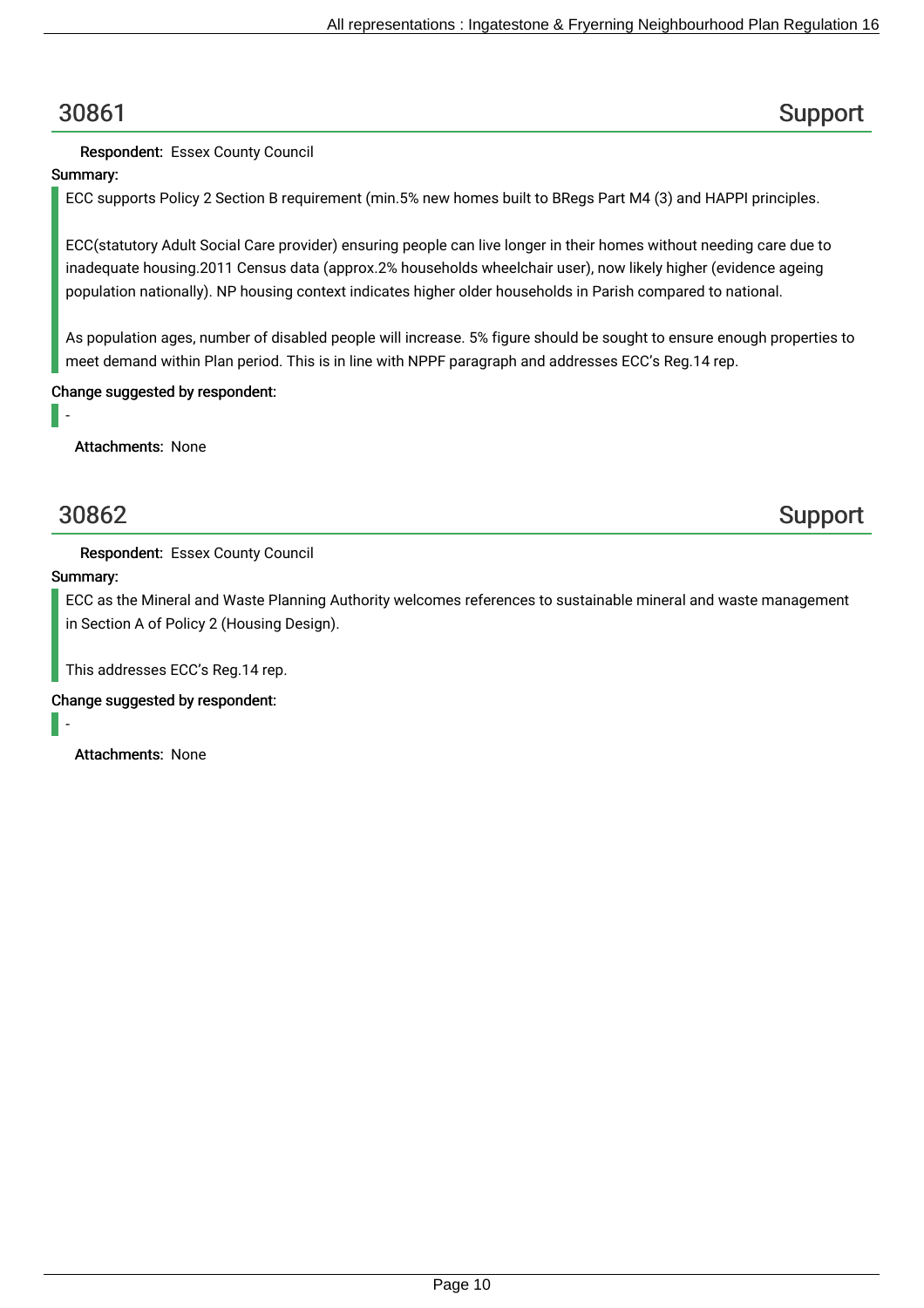## 30861 Support

**Respondent:** Essex County Council

**Summary:**

ECC supports Policy 2 Section B requirement (min.5% new homes built to BRegs Part M4 (3) and HAPPI principles.

ECC(statutory Adult Social Care provider) ensuring people can live longer in their homes without needing care due to inadequate housing.2011 Census data (approx.2% households wheelchair user), now likely higher (evidence ageing population nationally). NP housing context indicates higher older households in Parish compared to national.

As population ages, number of disabled people will increase. 5% figure should be sought to ensure enough properties to meet demand within Plan period. This is in line with NPPF paragraph and addresses ECC's Reg.14 rep.

**Change suggested by respondent:**

-

**Attachments:** None

## 30862 Support

**Respondent:** Essex County Council

**Summary:**

ECC as the Mineral and Waste Planning Authority welcomes references to sustainable mineral and waste management in Section A of Policy 2 (Housing Design).

This addresses ECC's Reg.14 rep.

**Change suggested by respondent:**

-

**Attachments:** None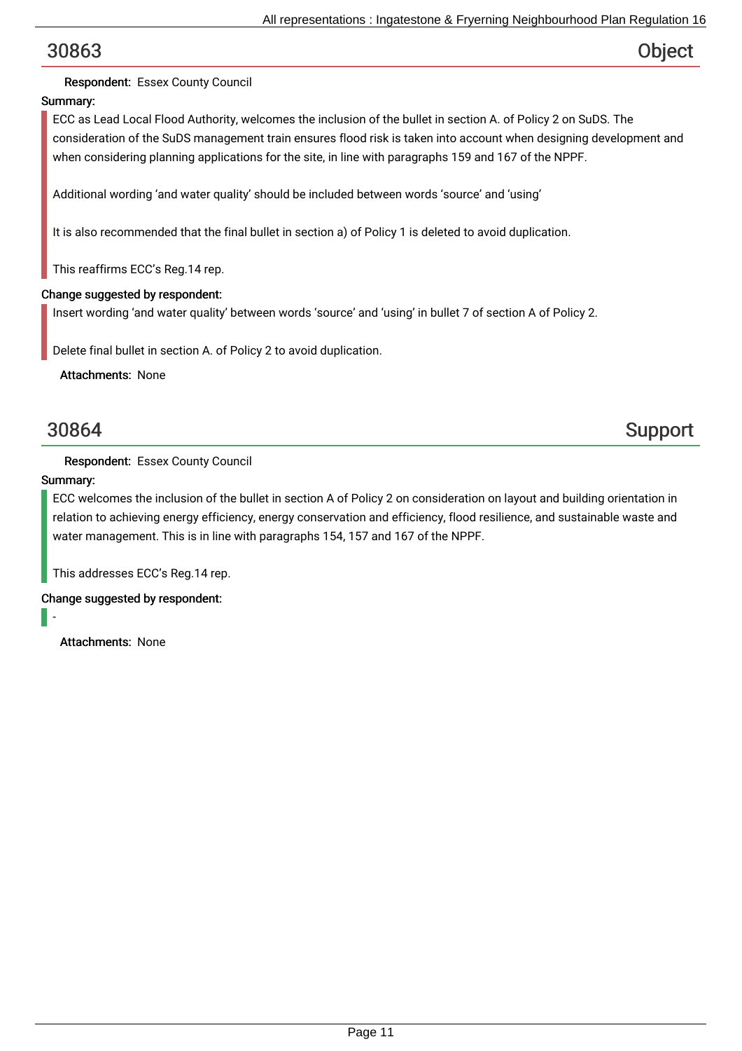## 30863 — Object

**Respondent:** Essex County Council

**Summary:**

ECC as Lead Local Flood Authority, welcomes the inclusion of the bullet in section A. of Policy 2 on SuDS. The consideration of the SuDS management train ensures flood risk is taken into account when designing development and when considering planning applications for the site, in line with paragraphs 159 and 167 of the NPPF.

Additional wording 'and water quality' should be included between words 'source' and 'using'

It is also recommended that the final bullet in section a) of Policy 1 is deleted to avoid duplication.

This reaffirms ECC's Reg.14 rep.

**Change suggested by respondent:**

Insert wording 'and water quality' between words 'source' and 'using' in bullet 7 of section A of Policy 2.

Delete final bullet in section A. of Policy 2 to avoid duplication.

**Attachments:** None

## 30864 — Support

**Respondent:** Essex County Council

**Summary:**

ECC welcomes the inclusion of the bullet in section A of Policy 2 on consideration on layout and building orientation in relation to achieving energy efficiency, energy conservation and efficiency, flood resilience, and sustainable waste and water management. This is in line with paragraphs 154, 157 and 167 of the NPPF.

This addresses ECC's Reg.14 rep.

**Change suggested by respondent:**

-

**Attachments:** None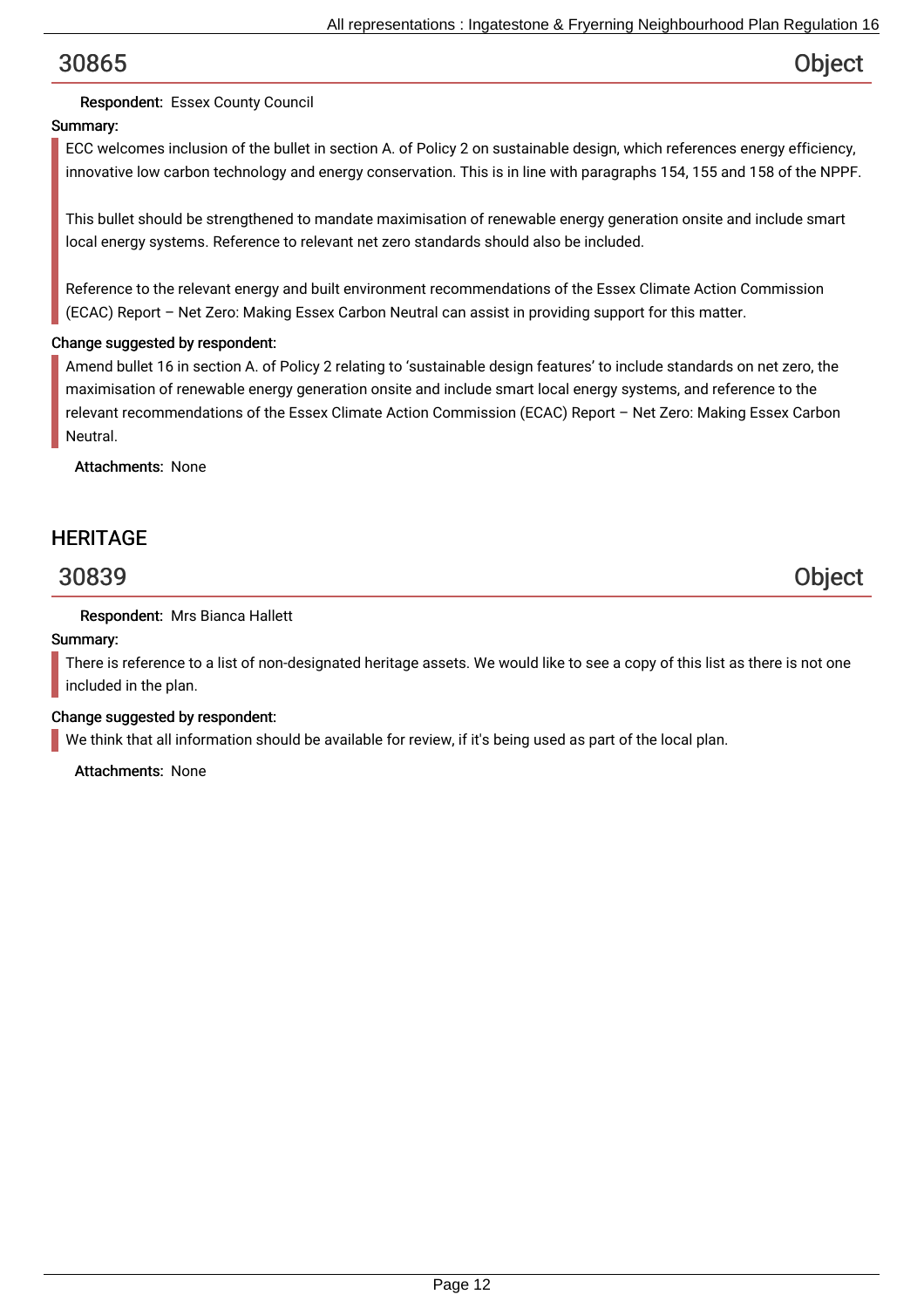## 30865 — Object

**Respondent:** Essex County Council

**Summary:**

ECC welcomes inclusion of the bullet in section A. of Policy 2 on sustainable design, which references energy efficiency, innovative low carbon technology and energy conservation. This is in line with paragraphs 154, 155 and 158 of the NPPF.

This bullet should be strengthened to mandate maximisation of renewable energy generation onsite and include smart local energy systems. Reference to relevant net zero standards should also be included.

Reference to the relevant energy and built environment recommendations of the Essex Climate Action Commission (ECAC) Report – Net Zero: Making Essex Carbon Neutral can assist in providing support for this matter.

**Change suggested by respondent:**

Amend bullet 16 in section A. of Policy 2 relating to 'sustainable design features' to include standards on net zero, the maximisation of renewable energy generation onsite and include smart local energy systems, and reference to the relevant recommendations of the Essex Climate Action Commission (ECAC) Report – Net Zero: Making Essex Carbon Neutral.

**Attachments:** None

# HERITAGE

## 30839 — Object

**Respondent:** Mrs Bianca Hallett

**Summary:**

There is reference to a list of non-designated heritage assets. We would like to see a copy of this list as there is not one included in the plan.

**Change suggested by respondent:**

We think that all information should be available for review, if it's being used as part of the local plan.

**Attachments:** None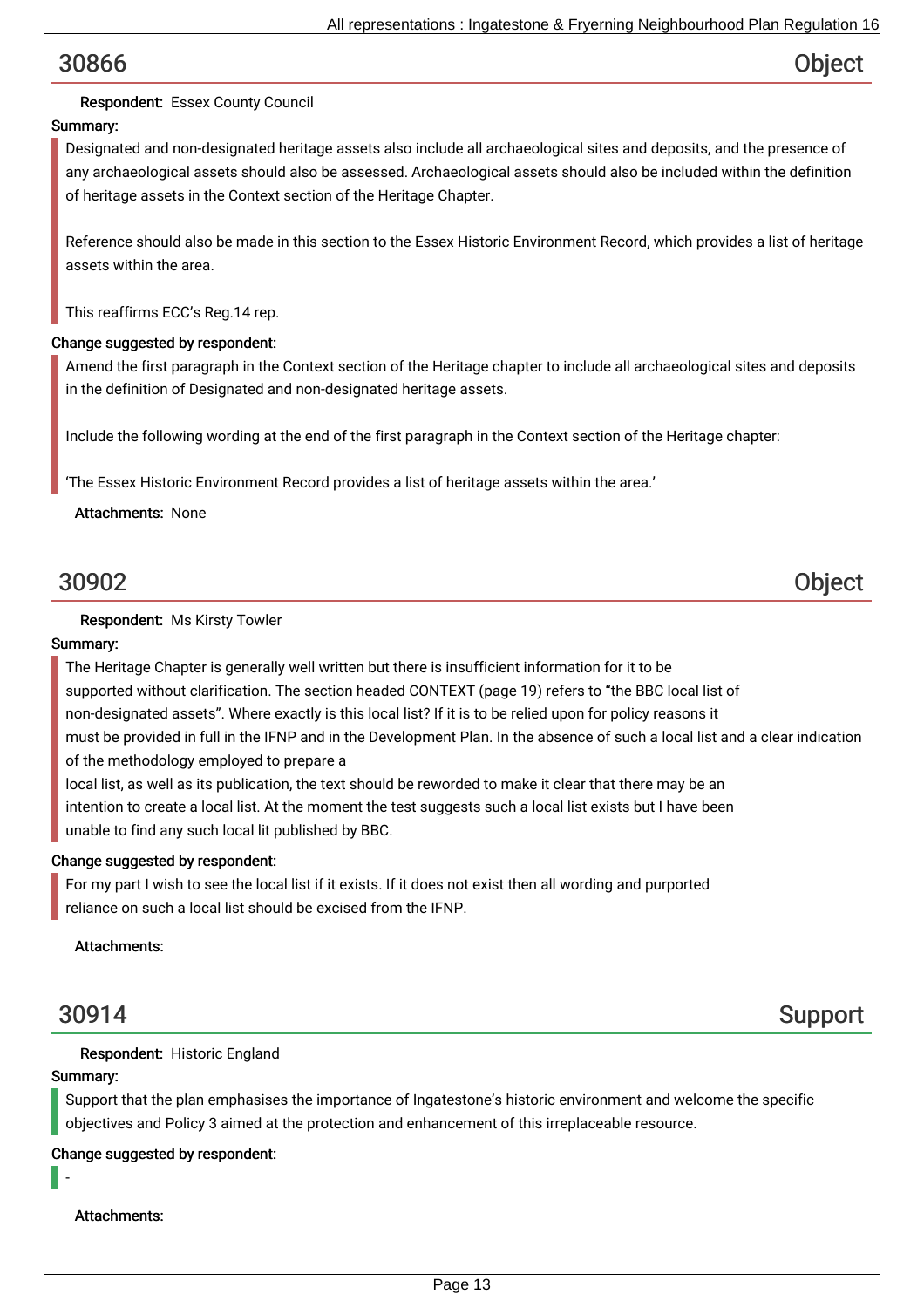## 30866 Object

**Respondent:** Essex County Council

**Summary:**

Designated and non-designated heritage assets also include all archaeological sites and deposits, and the presence of any archaeological assets should also be assessed. Archaeological assets should also be included within the definition of heritage assets in the Context section of the Heritage Chapter.

Reference should also be made in this section to the Essex Historic Environment Record, which provides a list of heritage assets within the area.

This reaffirms ECC's Reg.14 rep.

**Change suggested by respondent:**

Amend the first paragraph in the Context section of the Heritage chapter to include all archaeological sites and deposits in the definition of Designated and non-designated heritage assets.

Include the following wording at the end of the first paragraph in the Context section of the Heritage chapter:

'The Essex Historic Environment Record provides a list of heritage assets within the area.'

**Attachments:** None

## 30902 Object

**Respondent:** Ms Kirsty Towler

**Summary:**

The Heritage Chapter is generally well written but there is insufficient information for it to be supported without clarification. The section headed CONTEXT (page 19) refers to "the BBC local list of non-designated assets". Where exactly is this local list? If it is to be relied upon for policy reasons it must be provided in full in the IFNP and in the Development Plan. In the absence of such a local list and a clear indication of the methodology employed to prepare a local list, as well as its publication, the text should be reworded to make it clear that there may be an intention to create a local list. At the moment the test suggests such a local list exists but I have been unable to find any such local lit published by BBC.

**Change suggested by respondent:**

For my part I wish to see the local list if it exists. If it does not exist then all wording and purported reliance on such a local list should be excised from the IFNP.

**Attachments:**

## 30914 Support

**Respondent:** Historic England

**Summary:**

Support that the plan emphasises the importance of Ingatestone's historic environment and welcome the specific objectives and Policy 3 aimed at the protection and enhancement of this irreplaceable resource.

**Change suggested by respondent:**

-

**Attachments:**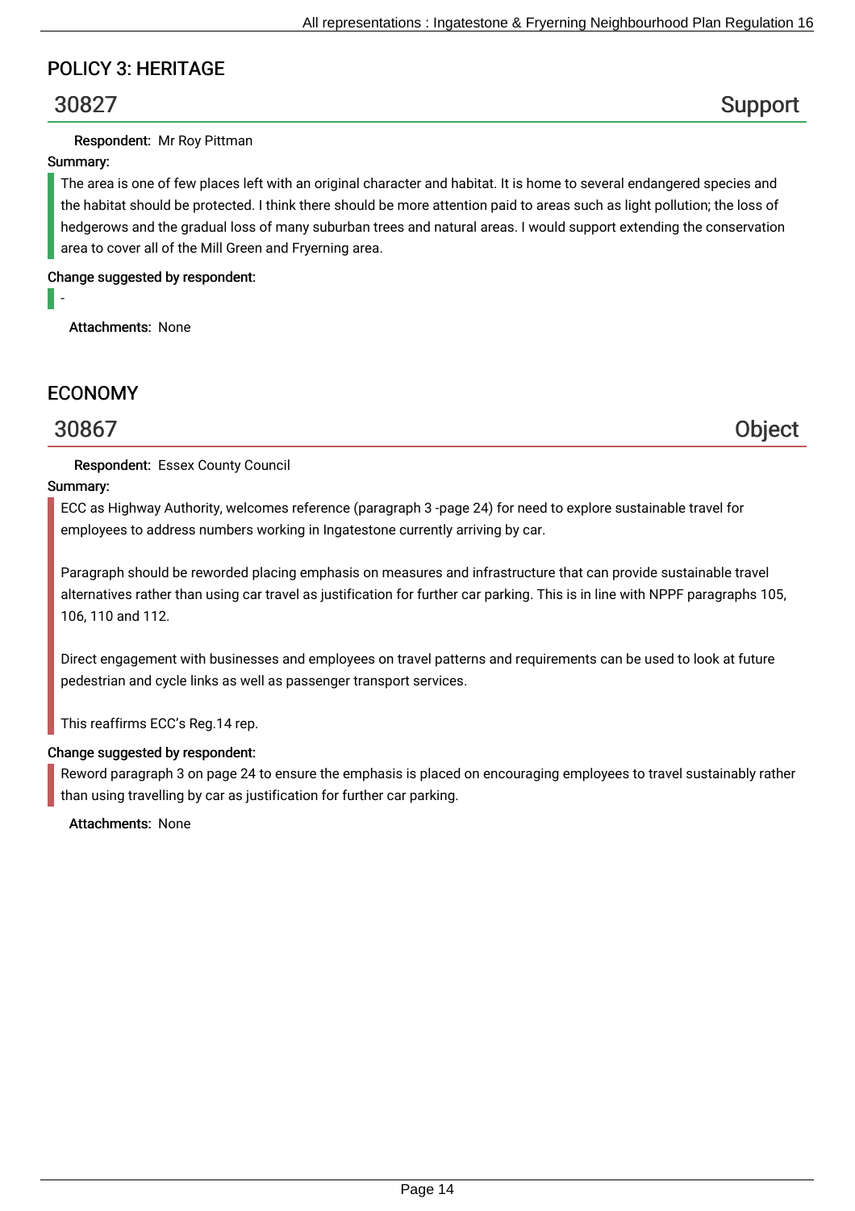## POLICY 3: HERITAGE

### 30827 Support

**Respondent:** Mr Roy Pittman

**Summary:**

The area is one of few places left with an original character and habitat. It is home to several endangered species and the habitat should be protected. I think there should be more attention paid to areas such as light pollution; the loss of hedgerows and the gradual loss of many suburban trees and natural areas. I would support extending the conservation area to cover all of the Mill Green and Fryerning area.

**Change suggested by respondent:**

-

**Attachments:** None

## ECONOMY

### 30867 Object

**Respondent:** Essex County Council

**Summary:**

ECC as Highway Authority, welcomes reference (paragraph 3 -page 24) for need to explore sustainable travel for employees to address numbers working in Ingatestone currently arriving by car.

Paragraph should be reworded placing emphasis on measures and infrastructure that can provide sustainable travel alternatives rather than using car travel as justification for further car parking. This is in line with NPPF paragraphs 105, 106, 110 and 112.

Direct engagement with businesses and employees on travel patterns and requirements can be used to look at future pedestrian and cycle links as well as passenger transport services.

This reaffirms ECC's Reg.14 rep.

**Change suggested by respondent:**

Reword paragraph 3 on page 24 to ensure the emphasis is placed on encouraging employees to travel sustainably rather than using travelling by car as justification for further car parking.

**Attachments:** None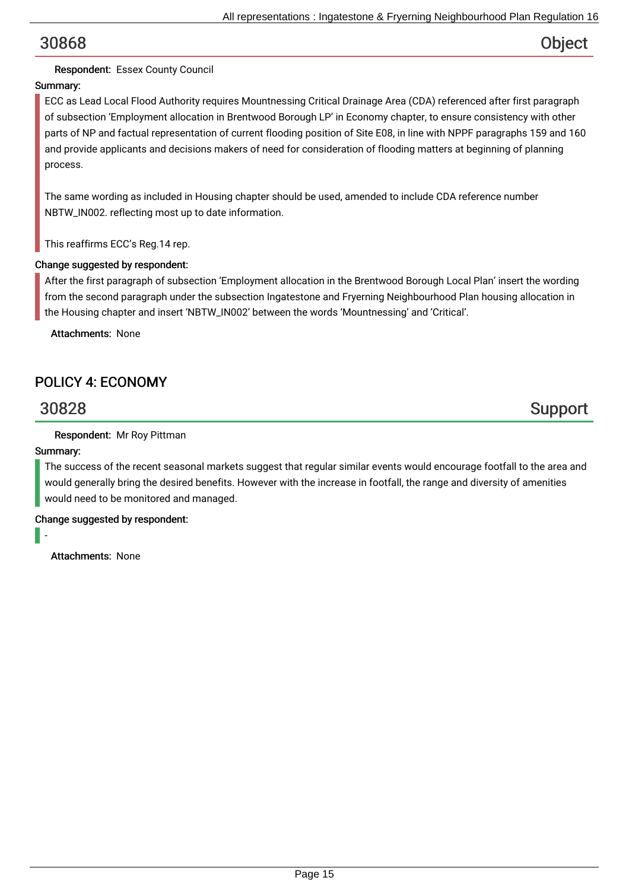## 30868 Object

**Respondent:** Essex County Council

**Summary:**

ECC as Lead Local Flood Authority requires Mountnessing Critical Drainage Area (CDA) referenced after first paragraph of subsection 'Employment allocation in Brentwood Borough LP' in Economy chapter, to ensure consistency with other parts of NP and factual representation of current flooding position of Site E08, in line with NPPF paragraphs 159 and 160 and provide applicants and decisions makers of need for consideration of flooding matters at beginning of planning process.

The same wording as included in Housing chapter should be used, amended to include CDA reference number NBTW_IN002. reflecting most up to date information.

This reaffirms ECC's Reg.14 rep.

**Change suggested by respondent:**

After the first paragraph of subsection 'Employment allocation in the Brentwood Borough Local Plan' insert the wording from the second paragraph under the subsection Ingatestone and Fryerning Neighbourhood Plan housing allocation in the Housing chapter and insert 'NBTW_IN002' between the words 'Mountnessing' and 'Critical'.

**Attachments:** None

# POLICY 4: ECONOMY

## 30828 Support

**Respondent:** Mr Roy Pittman

**Summary:**

The success of the recent seasonal markets suggest that regular similar events would encourage footfall to the area and would generally bring the desired benefits. However with the increase in footfall, the range and diversity of amenities would need to be monitored and managed.

**Change suggested by respondent:**

-

**Attachments:** None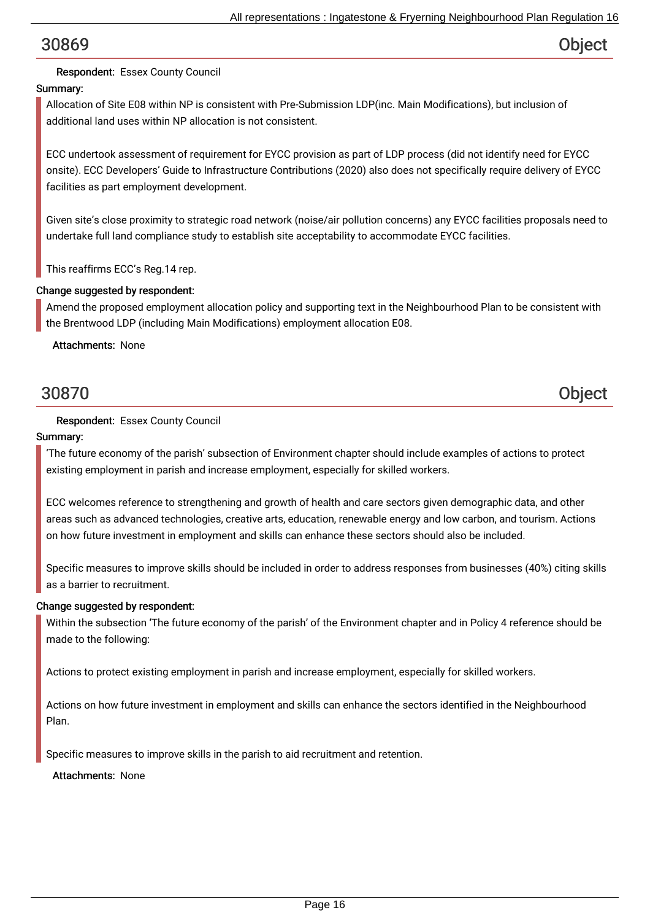## 30869 Object

**Respondent:** Essex County Council

**Summary:**

Allocation of Site E08 within NP is consistent with Pre-Submission LDP(inc. Main Modifications), but inclusion of additional land uses within NP allocation is not consistent.

ECC undertook assessment of requirement for EYCC provision as part of LDP process (did not identify need for EYCC onsite). ECC Developers' Guide to Infrastructure Contributions (2020) also does not specifically require delivery of EYCC facilities as part employment development.

Given site's close proximity to strategic road network (noise/air pollution concerns) any EYCC facilities proposals need to undertake full land compliance study to establish site acceptability to accommodate EYCC facilities.

This reaffirms ECC's Reg.14 rep.

**Change suggested by respondent:**

Amend the proposed employment allocation policy and supporting text in the Neighbourhood Plan to be consistent with the Brentwood LDP (including Main Modifications) employment allocation E08.

**Attachments:** None

## 30870 Object

**Respondent:** Essex County Council

**Summary:**

'The future economy of the parish' subsection of Environment chapter should include examples of actions to protect existing employment in parish and increase employment, especially for skilled workers.

ECC welcomes reference to strengthening and growth of health and care sectors given demographic data, and other areas such as advanced technologies, creative arts, education, renewable energy and low carbon, and tourism. Actions on how future investment in employment and skills can enhance these sectors should also be included.

Specific measures to improve skills should be included in order to address responses from businesses (40%) citing skills as a barrier to recruitment.

**Change suggested by respondent:**

Within the subsection 'The future economy of the parish' of the Environment chapter and in Policy 4 reference should be made to the following:

Actions to protect existing employment in parish and increase employment, especially for skilled workers.

Actions on how future investment in employment and skills can enhance the sectors identified in the Neighbourhood Plan.

Specific measures to improve skills in the parish to aid recruitment and retention.

**Attachments:** None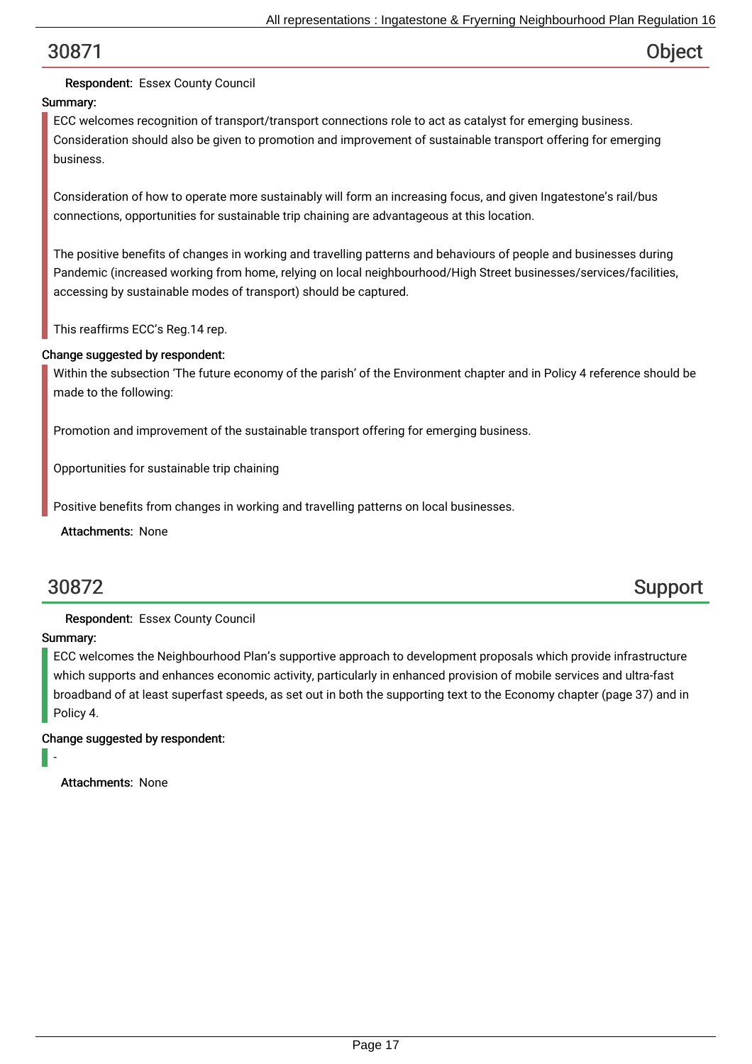## 30871 — Object

**Respondent:** Essex County Council

**Summary:**

ECC welcomes recognition of transport/transport connections role to act as catalyst for emerging business. Consideration should also be given to promotion and improvement of sustainable transport offering for emerging business.

Consideration of how to operate more sustainably will form an increasing focus, and given Ingatestone's rail/bus connections, opportunities for sustainable trip chaining are advantageous at this location.

The positive benefits of changes in working and travelling patterns and behaviours of people and businesses during Pandemic (increased working from home, relying on local neighbourhood/High Street businesses/services/facilities, accessing by sustainable modes of transport) should be captured.

This reaffirms ECC's Reg.14 rep.

**Change suggested by respondent:**

Within the subsection 'The future economy of the parish' of the Environment chapter and in Policy 4 reference should be made to the following:

Promotion and improvement of the sustainable transport offering for emerging business.

Opportunities for sustainable trip chaining

Positive benefits from changes in working and travelling patterns on local businesses.

**Attachments:** None

## 30872 — Support

**Respondent:** Essex County Council

**Summary:**

ECC welcomes the Neighbourhood Plan's supportive approach to development proposals which provide infrastructure which supports and enhances economic activity, particularly in enhanced provision of mobile services and ultra-fast broadband of at least superfast speeds, as set out in both the supporting text to the Economy chapter (page 37) and in Policy 4.

**Change suggested by respondent:**

-

**Attachments:** None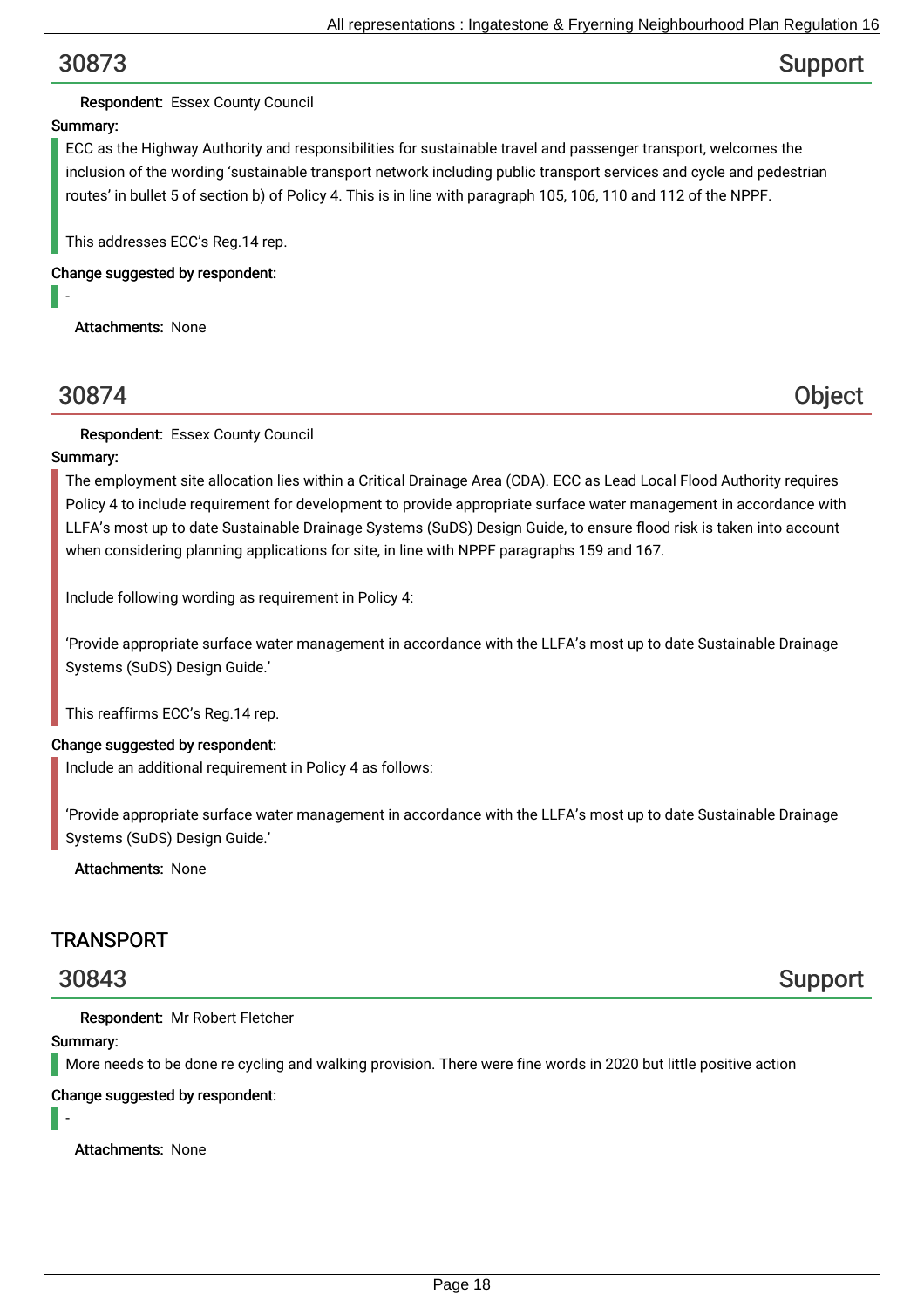## 30873 Support

**Respondent:** Essex County Council

**Summary:**

ECC as the Highway Authority and responsibilities for sustainable travel and passenger transport, welcomes the inclusion of the wording 'sustainable transport network including public transport services and cycle and pedestrian routes' in bullet 5 of section b) of Policy 4. This is in line with paragraph 105, 106, 110 and 112 of the NPPF.

This addresses ECC's Reg.14 rep.

**Change suggested by respondent:**

-

**Attachments:** None

## 30874 Object

**Respondent:** Essex County Council

**Summary:**

The employment site allocation lies within a Critical Drainage Area (CDA). ECC as Lead Local Flood Authority requires Policy 4 to include requirement for development to provide appropriate surface water management in accordance with LLFA's most up to date Sustainable Drainage Systems (SuDS) Design Guide, to ensure flood risk is taken into account when considering planning applications for site, in line with NPPF paragraphs 159 and 167.

Include following wording as requirement in Policy 4:

'Provide appropriate surface water management in accordance with the LLFA's most up to date Sustainable Drainage Systems (SuDS) Design Guide.'

This reaffirms ECC's Reg.14 rep.

**Change suggested by respondent:**

Include an additional requirement in Policy 4 as follows:

'Provide appropriate surface water management in accordance with the LLFA's most up to date Sustainable Drainage Systems (SuDS) Design Guide.'

**Attachments:** None

# TRANSPORT

## 30843 Support

**Respondent:** Mr Robert Fletcher

**Summary:**

More needs to be done re cycling and walking provision. There were fine words in 2020 but little positive action

**Change suggested by respondent:**

-

**Attachments:** None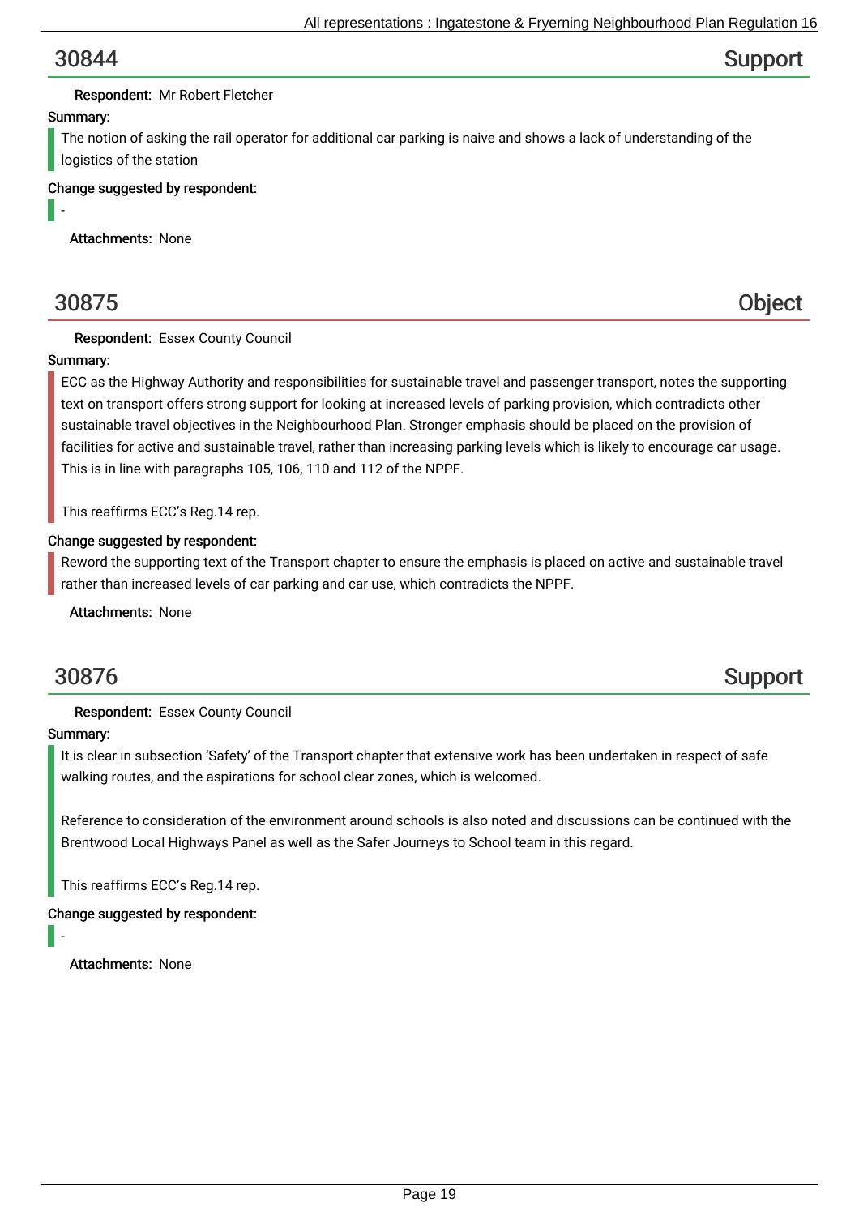## 30844 Support

**Respondent:** Mr Robert Fletcher

**Summary:**

The notion of asking the rail operator for additional car parking is naive and shows a lack of understanding of the logistics of the station

**Change suggested by respondent:**

-

**Attachments:** None

## 30875 Object

**Respondent:** Essex County Council

**Summary:**

ECC as the Highway Authority and responsibilities for sustainable travel and passenger transport, notes the supporting text on transport offers strong support for looking at increased levels of parking provision, which contradicts other sustainable travel objectives in the Neighbourhood Plan. Stronger emphasis should be placed on the provision of facilities for active and sustainable travel, rather than increasing parking levels which is likely to encourage car usage. This is in line with paragraphs 105, 106, 110 and 112 of the NPPF.

This reaffirms ECC's Reg.14 rep.

**Change suggested by respondent:**

Reword the supporting text of the Transport chapter to ensure the emphasis is placed on active and sustainable travel rather than increased levels of car parking and car use, which contradicts the NPPF.

**Attachments:** None

## 30876 Support

**Respondent:** Essex County Council

**Summary:**

It is clear in subsection 'Safety' of the Transport chapter that extensive work has been undertaken in respect of safe walking routes, and the aspirations for school clear zones, which is welcomed.

Reference to consideration of the environment around schools is also noted and discussions can be continued with the Brentwood Local Highways Panel as well as the Safer Journeys to School team in this regard.

This reaffirms ECC's Reg.14 rep.

**Change suggested by respondent:**

-

**Attachments:** None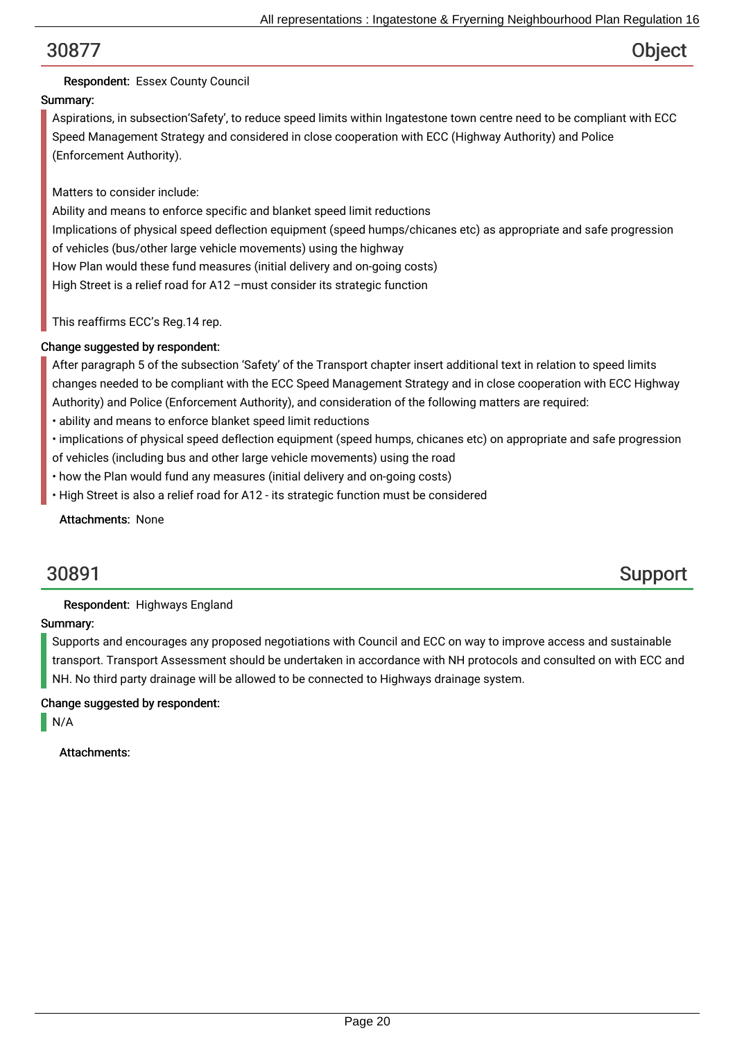## 30877 Object

**Respondent:** Essex County Council

**Summary:**

Aspirations, in subsection'Safety', to reduce speed limits within Ingatestone town centre need to be compliant with ECC Speed Management Strategy and considered in close cooperation with ECC (Highway Authority) and Police (Enforcement Authority).

Matters to consider include:
Ability and means to enforce specific and blanket speed limit reductions
Implications of physical speed deflection equipment (speed humps/chicanes etc) as appropriate and safe progression of vehicles (bus/other large vehicle movements) using the highway
How Plan would these fund measures (initial delivery and on-going costs)
High Street is a relief road for A12 –must consider its strategic function

This reaffirms ECC's Reg.14 rep.

**Change suggested by respondent:**

After paragraph 5 of the subsection 'Safety' of the Transport chapter insert additional text in relation to speed limits changes needed to be compliant with the ECC Speed Management Strategy and in close cooperation with ECC Highway Authority) and Police (Enforcement Authority), and consideration of the following matters are required:

• ability and means to enforce blanket speed limit reductions
• implications of physical speed deflection equipment (speed humps, chicanes etc) on appropriate and safe progression of vehicles (including bus and other large vehicle movements) using the road
• how the Plan would fund any measures (initial delivery and on-going costs)
• High Street is also a relief road for A12 - its strategic function must be considered

**Attachments:** None

## 30891 Support

**Respondent:** Highways England

**Summary:**

Supports and encourages any proposed negotiations with Council and ECC on way to improve access and sustainable transport. Transport Assessment should be undertaken in accordance with NH protocols and consulted on with ECC and NH. No third party drainage will be allowed to be connected to Highways drainage system.

**Change suggested by respondent:**

N/A

**Attachments:**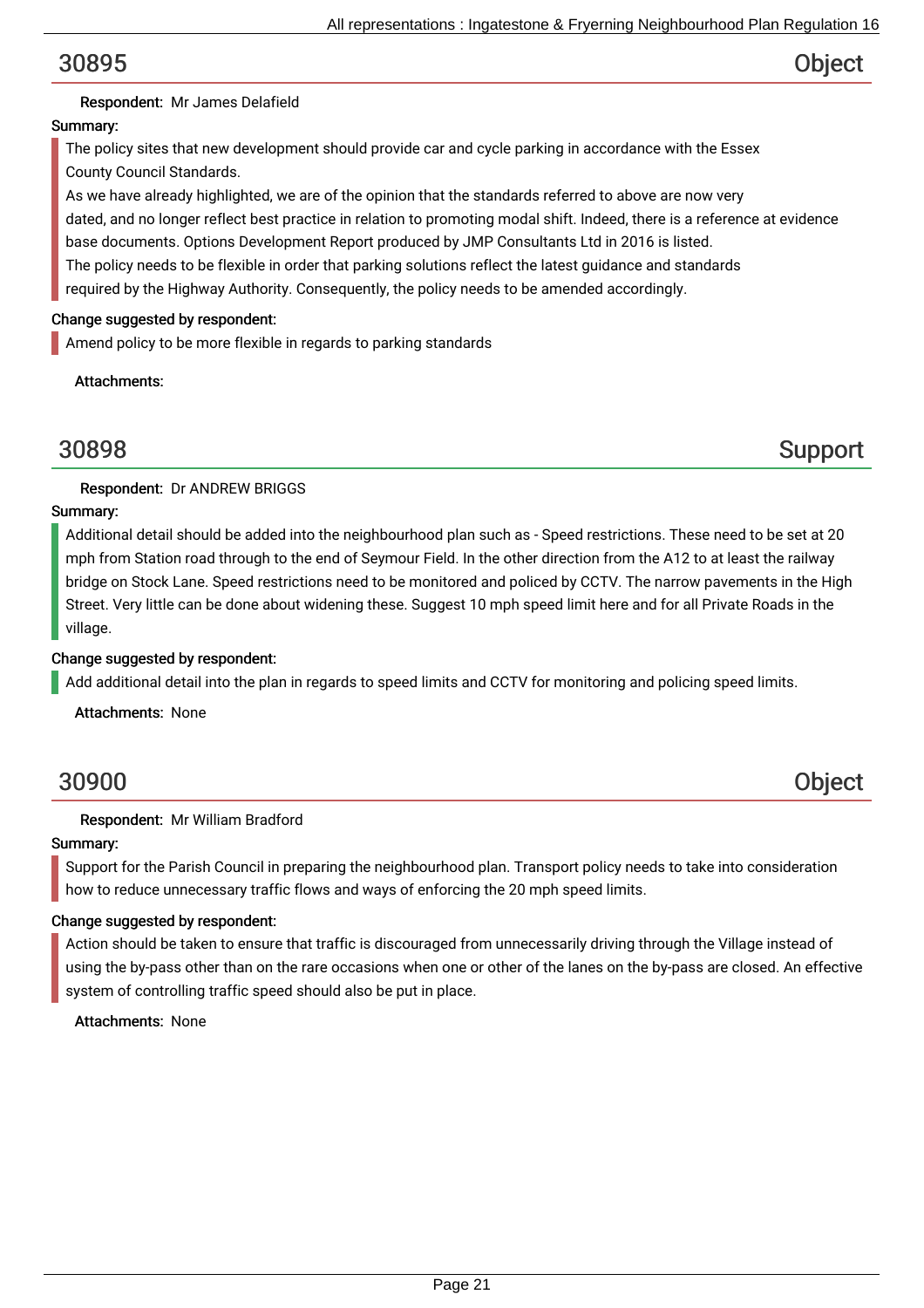## 30895 — Object

**Respondent:** Mr James Delafield

**Summary:**

The policy sites that new development should provide car and cycle parking in accordance with the Essex County Council Standards.
As we have already highlighted, we are of the opinion that the standards referred to above are now very dated, and no longer reflect best practice in relation to promoting modal shift. Indeed, there is a reference at evidence base documents. Options Development Report produced by JMP Consultants Ltd in 2016 is listed.
The policy needs to be flexible in order that parking solutions reflect the latest guidance and standards required by the Highway Authority. Consequently, the policy needs to be amended accordingly.

**Change suggested by respondent:**

Amend policy to be more flexible in regards to parking standards

**Attachments:**

## 30898 — Support

**Respondent:** Dr ANDREW BRIGGS

**Summary:**

Additional detail should be added into the neighbourhood plan such as - Speed restrictions. These need to be set at 20 mph from Station road through to the end of Seymour Field. In the other direction from the A12 to at least the railway bridge on Stock Lane. Speed restrictions need to be monitored and policed by CCTV. The narrow pavements in the High Street. Very little can be done about widening these. Suggest 10 mph speed limit here and for all Private Roads in the village.

**Change suggested by respondent:**

Add additional detail into the plan in regards to speed limits and CCTV for monitoring and policing speed limits.

**Attachments:** None

## 30900 — Object

**Respondent:** Mr William Bradford

**Summary:**

Support for the Parish Council in preparing the neighbourhood plan. Transport policy needs to take into consideration how to reduce unnecessary traffic flows and ways of enforcing the 20 mph speed limits.

**Change suggested by respondent:**

Action should be taken to ensure that traffic is discouraged from unnecessarily driving through the Village instead of using the by-pass other than on the rare occasions when one or other of the lanes on the by-pass are closed. An effective system of controlling traffic speed should also be put in place.

**Attachments:** None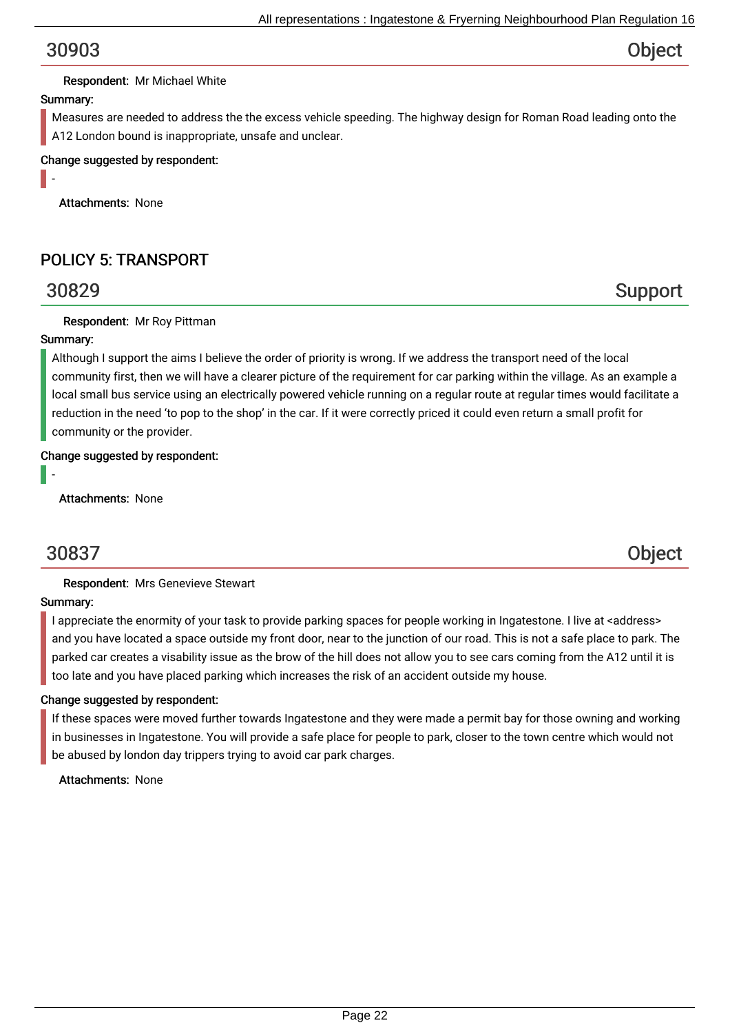## 30903 Object

**Respondent:** Mr Michael White

**Summary:**

Measures are needed to address the the excess vehicle speeding. The highway design for Roman Road leading onto the A12 London bound is inappropriate, unsafe and unclear.

**Change suggested by respondent:**

-

**Attachments:** None

# POLICY 5: TRANSPORT

## 30829 Support

**Respondent:** Mr Roy Pittman

**Summary:**

Although I support the aims I believe the order of priority is wrong. If we address the transport need of the local community first, then we will have a clearer picture of the requirement for car parking within the village. As an example a local small bus service using an electrically powered vehicle running on a regular route at regular times would facilitate a reduction in the need 'to pop to the shop' in the car. If it were correctly priced it could even return a small profit for community or the provider.

**Change suggested by respondent:**

-

**Attachments:** None

## 30837 Object

**Respondent:** Mrs Genevieve Stewart

**Summary:**

I appreciate the enormity of your task to provide parking spaces for people working in Ingatestone. I live at <address> and you have located a space outside my front door, near to the junction of our road. This is not a safe place to park. The parked car creates a visability issue as the brow of the hill does not allow you to see cars coming from the A12 until it is too late and you have placed parking which increases the risk of an accident outside my house.

**Change suggested by respondent:**

If these spaces were moved further towards Ingatestone and they were made a permit bay for those owning and working in businesses in Ingatestone. You will provide a safe place for people to park, closer to the town centre which would not be abused by london day trippers trying to avoid car park charges.

**Attachments:** None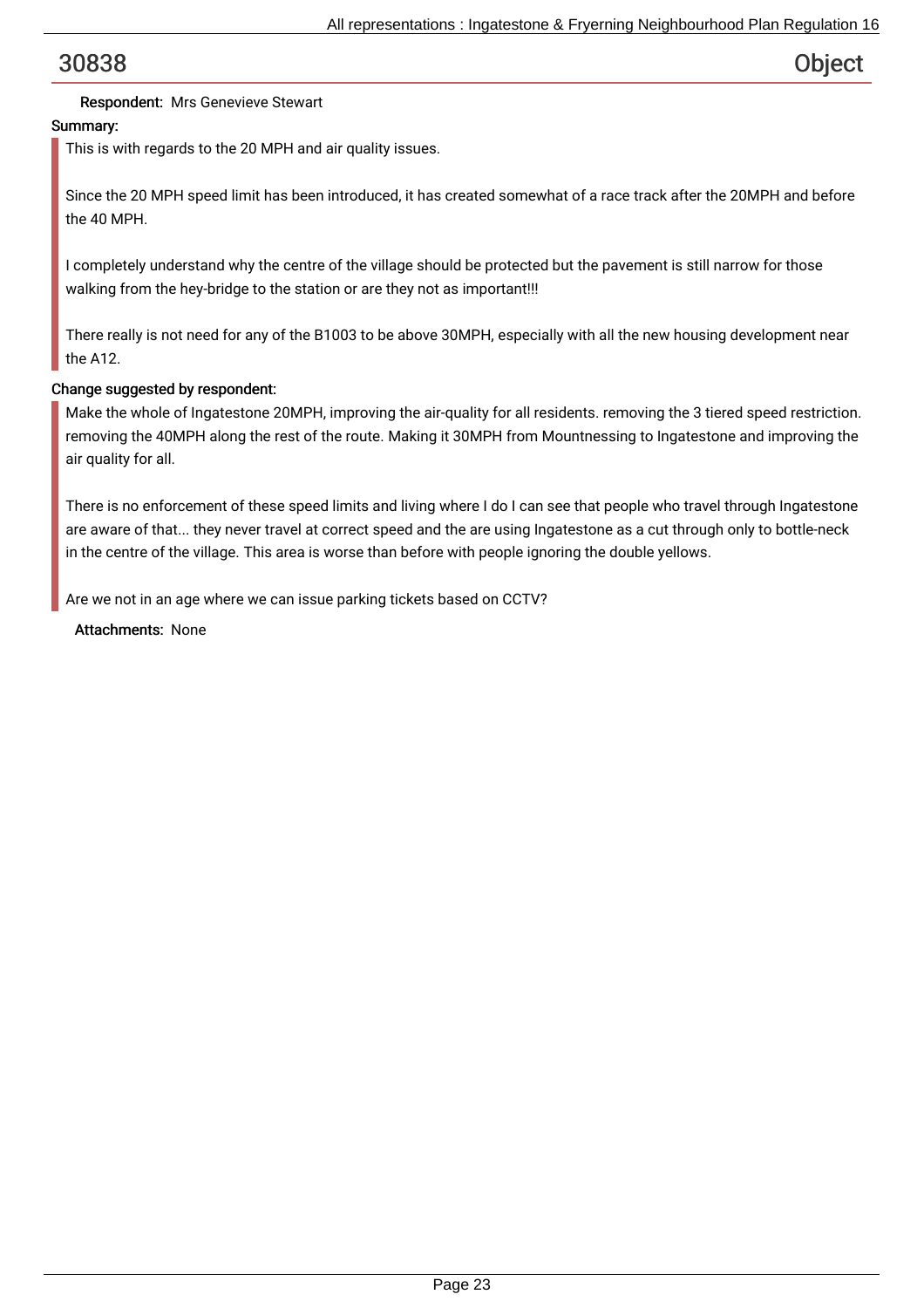## 30838 — Object

**Respondent:** Mrs Genevieve Stewart

**Summary:**

This is with regards to the 20 MPH and air quality issues.

Since the 20 MPH speed limit has been introduced, it has created somewhat of a race track after the 20MPH and before the 40 MPH.

I completely understand why the centre of the village should be protected but the pavement is still narrow for those walking from the hey-bridge to the station or are they not as important!!!

There really is not need for any of the B1003 to be above 30MPH, especially with all the new housing development near the A12.

**Change suggested by respondent:**

Make the whole of Ingatestone 20MPH, improving the air-quality for all residents. removing the 3 tiered speed restriction. removing the 40MPH along the rest of the route. Making it 30MPH from Mountnessing to Ingatestone and improving the air quality for all.

There is no enforcement of these speed limits and living where I do I can see that people who travel through Ingatestone are aware of that... they never travel at correct speed and the are using Ingatestone as a cut through only to bottle-neck in the centre of the village. This area is worse than before with people ignoring the double yellows.

Are we not in an age where we can issue parking tickets based on CCTV?

**Attachments:** None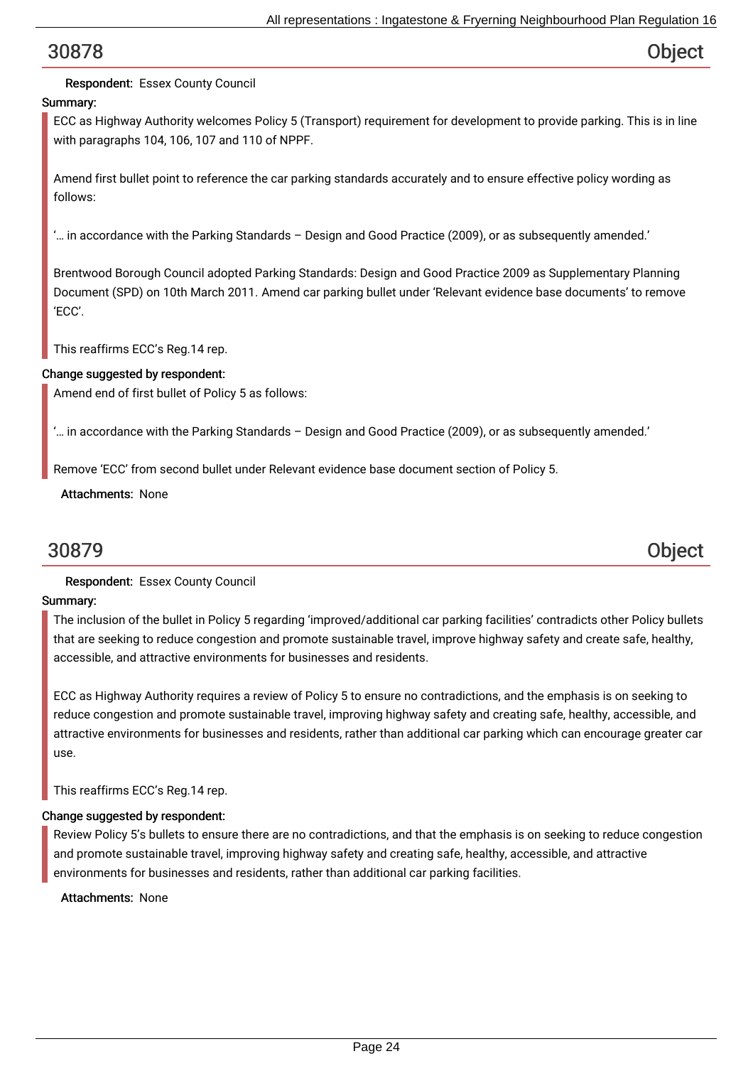## 30878 — Object

**Respondent:** Essex County Council

**Summary:**

ECC as Highway Authority welcomes Policy 5 (Transport) requirement for development to provide parking. This is in line with paragraphs 104, 106, 107 and 110 of NPPF.

Amend first bullet point to reference the car parking standards accurately and to ensure effective policy wording as follows:

'… in accordance with the Parking Standards – Design and Good Practice (2009), or as subsequently amended.'

Brentwood Borough Council adopted Parking Standards: Design and Good Practice 2009 as Supplementary Planning Document (SPD) on 10th March 2011. Amend car parking bullet under 'Relevant evidence base documents' to remove 'ECC'.

This reaffirms ECC's Reg.14 rep.

**Change suggested by respondent:**

Amend end of first bullet of Policy 5 as follows:

'… in accordance with the Parking Standards – Design and Good Practice (2009), or as subsequently amended.'

Remove 'ECC' from second bullet under Relevant evidence base document section of Policy 5.

**Attachments:** None

## 30879 — Object

**Respondent:** Essex County Council

**Summary:**

The inclusion of the bullet in Policy 5 regarding 'improved/additional car parking facilities' contradicts other Policy bullets that are seeking to reduce congestion and promote sustainable travel, improve highway safety and create safe, healthy, accessible, and attractive environments for businesses and residents.

ECC as Highway Authority requires a review of Policy 5 to ensure no contradictions, and the emphasis is on seeking to reduce congestion and promote sustainable travel, improving highway safety and creating safe, healthy, accessible, and attractive environments for businesses and residents, rather than additional car parking which can encourage greater car use.

This reaffirms ECC's Reg.14 rep.

**Change suggested by respondent:**

Review Policy 5's bullets to ensure there are no contradictions, and that the emphasis is on seeking to reduce congestion and promote sustainable travel, improving highway safety and creating safe, healthy, accessible, and attractive environments for businesses and residents, rather than additional car parking facilities.

**Attachments:** None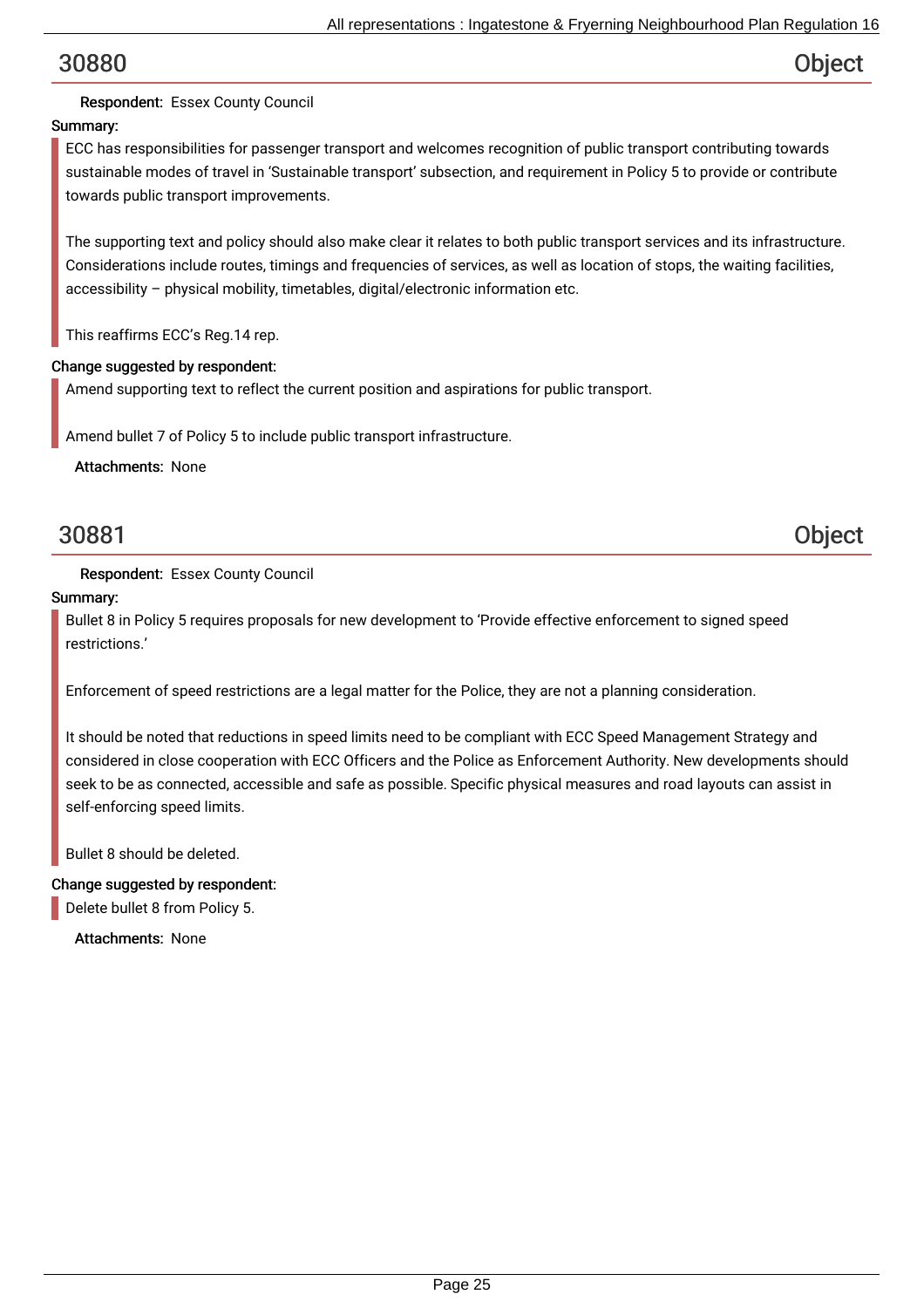## 30880 Object

**Respondent:** Essex County Council

**Summary:**

ECC has responsibilities for passenger transport and welcomes recognition of public transport contributing towards sustainable modes of travel in 'Sustainable transport' subsection, and requirement in Policy 5 to provide or contribute towards public transport improvements.

The supporting text and policy should also make clear it relates to both public transport services and its infrastructure. Considerations include routes, timings and frequencies of services, as well as location of stops, the waiting facilities, accessibility – physical mobility, timetables, digital/electronic information etc.

This reaffirms ECC's Reg.14 rep.

**Change suggested by respondent:**

Amend supporting text to reflect the current position and aspirations for public transport.

Amend bullet 7 of Policy 5 to include public transport infrastructure.

**Attachments:** None

## 30881 Object

**Respondent:** Essex County Council

**Summary:**

Bullet 8 in Policy 5 requires proposals for new development to 'Provide effective enforcement to signed speed restrictions.'

Enforcement of speed restrictions are a legal matter for the Police, they are not a planning consideration.

It should be noted that reductions in speed limits need to be compliant with ECC Speed Management Strategy and considered in close cooperation with ECC Officers and the Police as Enforcement Authority. New developments should seek to be as connected, accessible and safe as possible. Specific physical measures and road layouts can assist in self-enforcing speed limits.

Bullet 8 should be deleted.

**Change suggested by respondent:**

Delete bullet 8 from Policy 5.

**Attachments:** None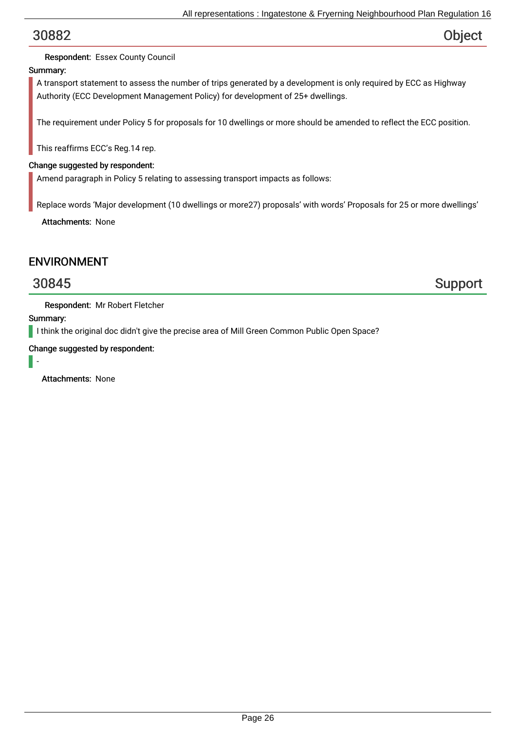## 30882 — Object

**Respondent:** Essex County Council

**Summary:**

A transport statement to assess the number of trips generated by a development is only required by ECC as Highway Authority (ECC Development Management Policy) for development of 25+ dwellings.

The requirement under Policy 5 for proposals for 10 dwellings or more should be amended to reflect the ECC position.

This reaffirms ECC's Reg.14 rep.

**Change suggested by respondent:**

Amend paragraph in Policy 5 relating to assessing transport impacts as follows:

Replace words 'Major development (10 dwellings or more27) proposals' with words' Proposals for 25 or more dwellings'

**Attachments:** None

# ENVIRONMENT

## 30845 — Support

**Respondent:** Mr Robert Fletcher

**Summary:**

I think the original doc didn't give the precise area of Mill Green Common Public Open Space?

**Change suggested by respondent:**

-

**Attachments:** None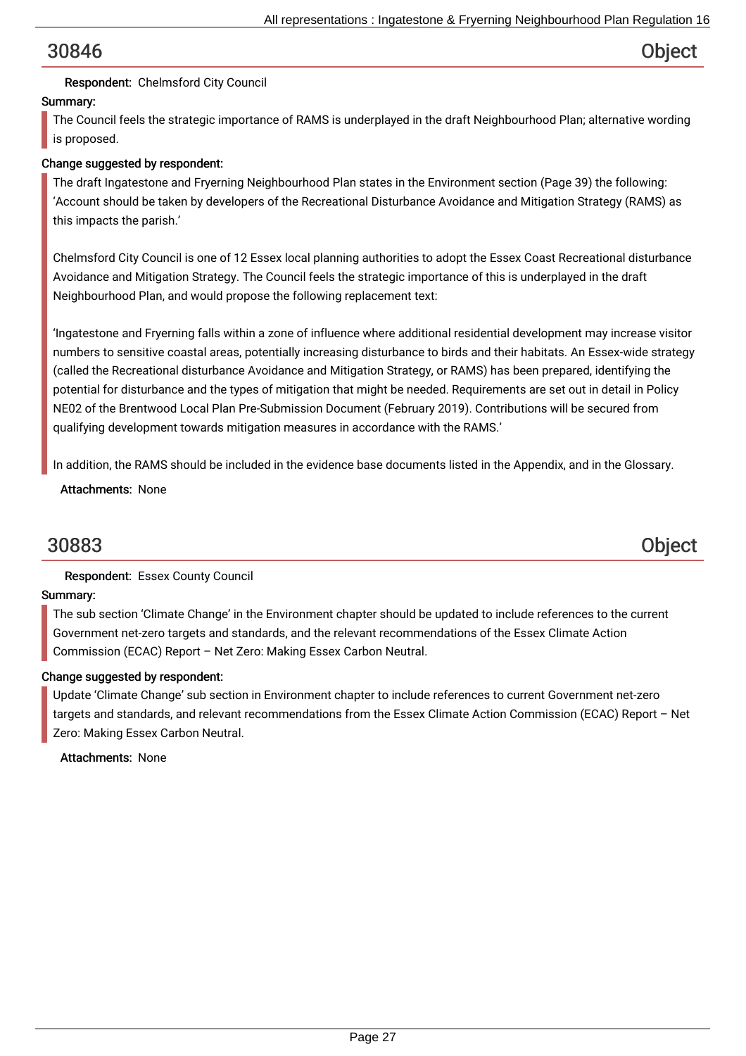## 30846 — Object

**Respondent:** Chelmsford City Council

**Summary:**

The Council feels the strategic importance of RAMS is underplayed in the draft Neighbourhood Plan; alternative wording is proposed.

**Change suggested by respondent:**

The draft Ingatestone and Fryerning Neighbourhood Plan states in the Environment section (Page 39) the following: 'Account should be taken by developers of the Recreational Disturbance Avoidance and Mitigation Strategy (RAMS) as this impacts the parish.'

Chelmsford City Council is one of 12 Essex local planning authorities to adopt the Essex Coast Recreational disturbance Avoidance and Mitigation Strategy. The Council feels the strategic importance of this is underplayed in the draft Neighbourhood Plan, and would propose the following replacement text:

'Ingatestone and Fryerning falls within a zone of influence where additional residential development may increase visitor numbers to sensitive coastal areas, potentially increasing disturbance to birds and their habitats. An Essex-wide strategy (called the Recreational disturbance Avoidance and Mitigation Strategy, or RAMS) has been prepared, identifying the potential for disturbance and the types of mitigation that might be needed. Requirements are set out in detail in Policy NE02 of the Brentwood Local Plan Pre-Submission Document (February 2019). Contributions will be secured from qualifying development towards mitigation measures in accordance with the RAMS.'

In addition, the RAMS should be included in the evidence base documents listed in the Appendix, and in the Glossary.

**Attachments:** None

## 30883 — Object

**Respondent:** Essex County Council

**Summary:**

The sub section 'Climate Change' in the Environment chapter should be updated to include references to the current Government net-zero targets and standards, and the relevant recommendations of the Essex Climate Action Commission (ECAC) Report – Net Zero: Making Essex Carbon Neutral.

**Change suggested by respondent:**

Update 'Climate Change' sub section in Environment chapter to include references to current Government net-zero targets and standards, and relevant recommendations from the Essex Climate Action Commission (ECAC) Report – Net Zero: Making Essex Carbon Neutral.

**Attachments:** None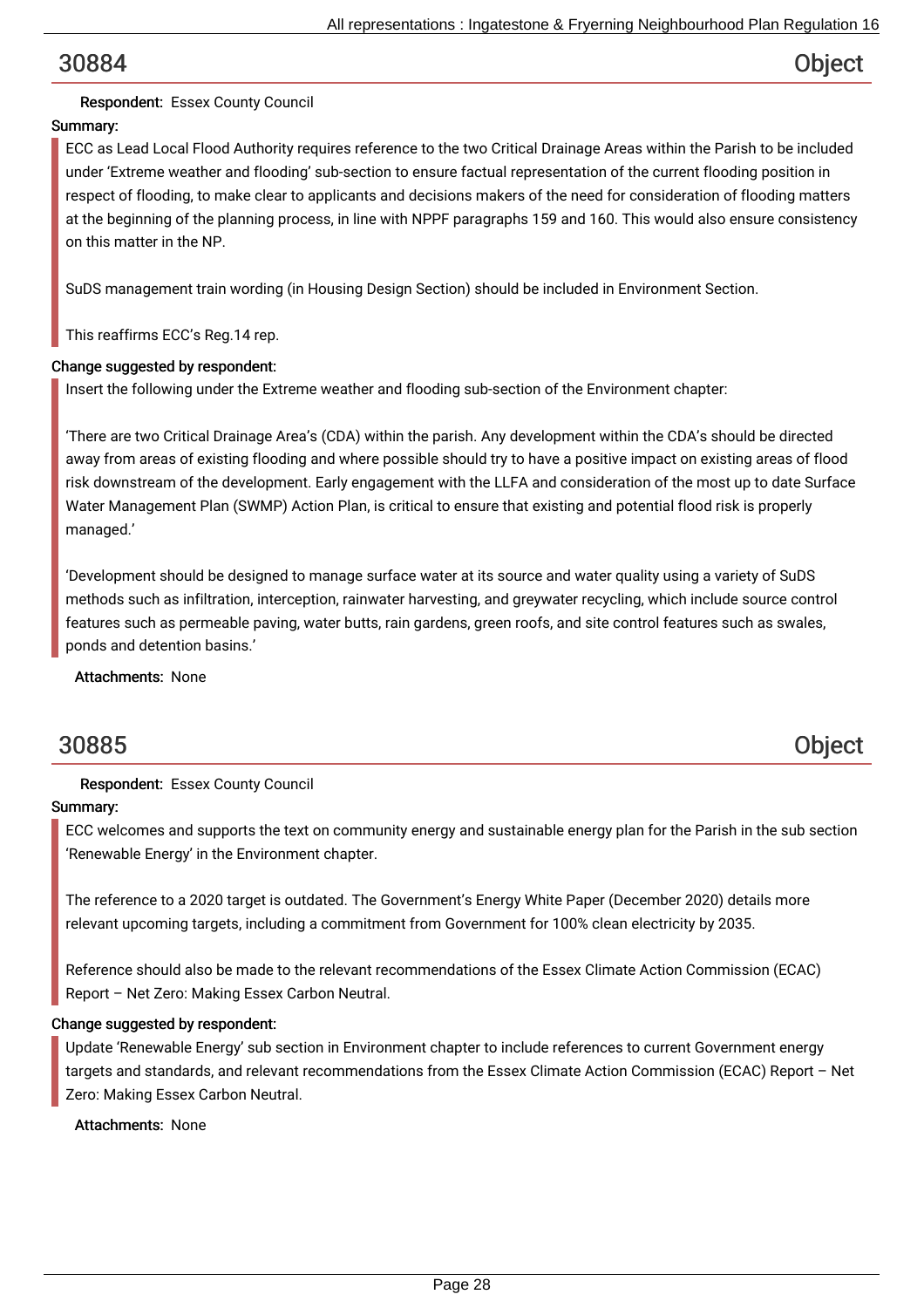## 30884 Object

**Respondent:** Essex County Council

**Summary:**

ECC as Lead Local Flood Authority requires reference to the two Critical Drainage Areas within the Parish to be included under 'Extreme weather and flooding' sub-section to ensure factual representation of the current flooding position in respect of flooding, to make clear to applicants and decisions makers of the need for consideration of flooding matters at the beginning of the planning process, in line with NPPF paragraphs 159 and 160. This would also ensure consistency on this matter in the NP.

SuDS management train wording (in Housing Design Section) should be included in Environment Section.

This reaffirms ECC's Reg.14 rep.

**Change suggested by respondent:**

Insert the following under the Extreme weather and flooding sub-section of the Environment chapter:

'There are two Critical Drainage Area's (CDA) within the parish. Any development within the CDA's should be directed away from areas of existing flooding and where possible should try to have a positive impact on existing areas of flood risk downstream of the development. Early engagement with the LLFA and consideration of the most up to date Surface Water Management Plan (SWMP) Action Plan, is critical to ensure that existing and potential flood risk is properly managed.'

'Development should be designed to manage surface water at its source and water quality using a variety of SuDS methods such as infiltration, interception, rainwater harvesting, and greywater recycling, which include source control features such as permeable paving, water butts, rain gardens, green roofs, and site control features such as swales, ponds and detention basins.'

**Attachments:** None

## 30885 Object

**Respondent:** Essex County Council

**Summary:**

ECC welcomes and supports the text on community energy and sustainable energy plan for the Parish in the sub section 'Renewable Energy' in the Environment chapter.

The reference to a 2020 target is outdated. The Government's Energy White Paper (December 2020) details more relevant upcoming targets, including a commitment from Government for 100% clean electricity by 2035.

Reference should also be made to the relevant recommendations of the Essex Climate Action Commission (ECAC) Report – Net Zero: Making Essex Carbon Neutral.

**Change suggested by respondent:**

Update 'Renewable Energy' sub section in Environment chapter to include references to current Government energy targets and standards, and relevant recommendations from the Essex Climate Action Commission (ECAC) Report – Net Zero: Making Essex Carbon Neutral.

**Attachments:** None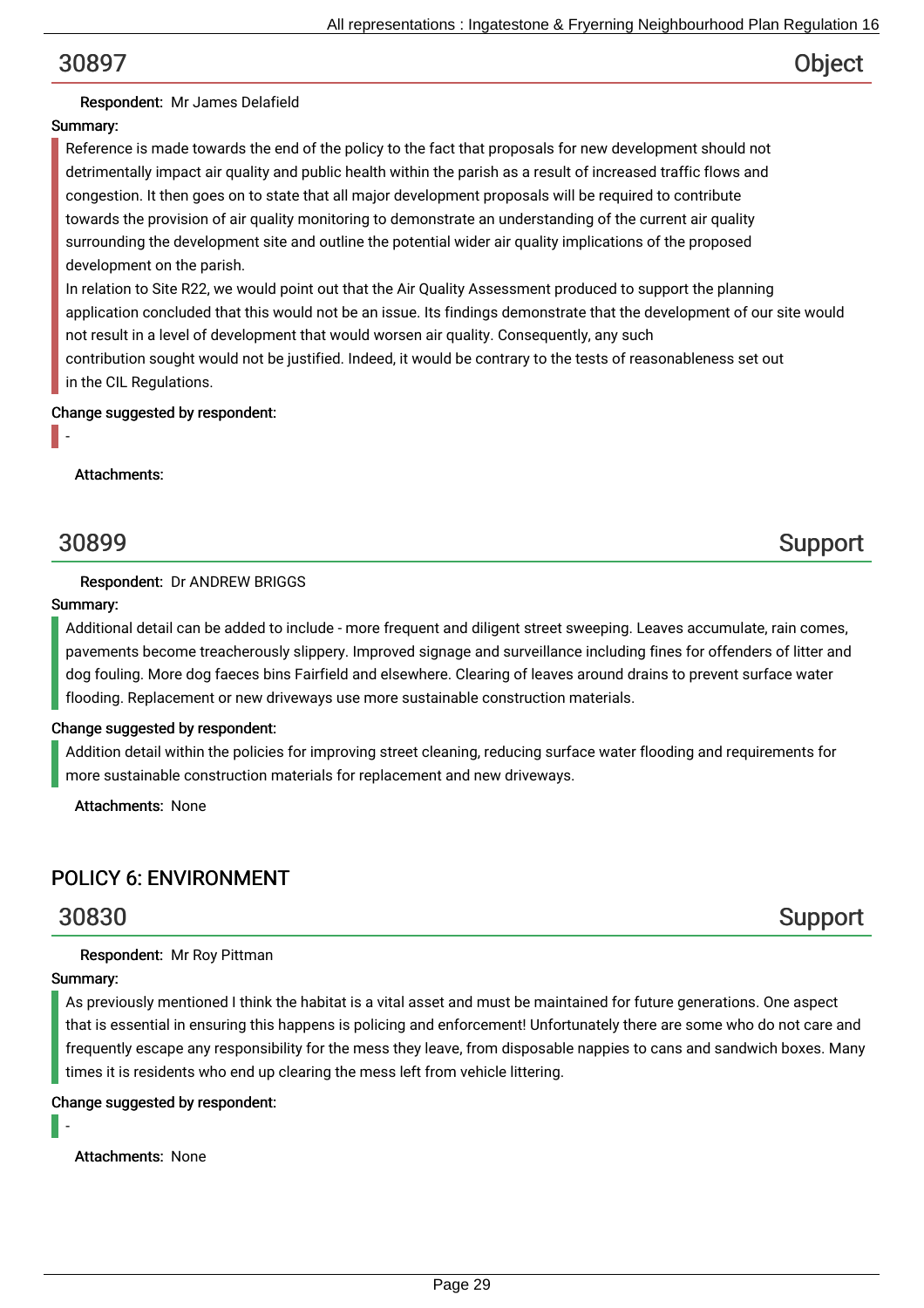## 30897 Object

**Respondent:** Mr James Delafield

**Summary:**

Reference is made towards the end of the policy to the fact that proposals for new development should not detrimentally impact air quality and public health within the parish as a result of increased traffic flows and congestion. It then goes on to state that all major development proposals will be required to contribute towards the provision of air quality monitoring to demonstrate an understanding of the current air quality surrounding the development site and outline the potential wider air quality implications of the proposed development on the parish.

In relation to Site R22, we would point out that the Air Quality Assessment produced to support the planning application concluded that this would not be an issue. Its findings demonstrate that the development of our site would not result in a level of development that would worsen air quality. Consequently, any such contribution sought would not be justified. Indeed, it would be contrary to the tests of reasonableness set out in the CIL Regulations.

**Change suggested by respondent:**

-

**Attachments:**

## 30899 Support

**Respondent:** Dr ANDREW BRIGGS

**Summary:**

Additional detail can be added to include - more frequent and diligent street sweeping. Leaves accumulate, rain comes, pavements become treacherously slippery. Improved signage and surveillance including fines for offenders of litter and dog fouling. More dog faeces bins Fairfield and elsewhere. Clearing of leaves around drains to prevent surface water flooding. Replacement or new driveways use more sustainable construction materials.

**Change suggested by respondent:**

Addition detail within the policies for improving street cleaning, reducing surface water flooding and requirements for more sustainable construction materials for replacement and new driveways.

**Attachments:** None

# POLICY 6: ENVIRONMENT

## 30830 Support

**Respondent:** Mr Roy Pittman

**Summary:**

As previously mentioned I think the habitat is a vital asset and must be maintained for future generations. One aspect that is essential in ensuring this happens is policing and enforcement! Unfortunately there are some who do not care and frequently escape any responsibility for the mess they leave, from disposable nappies to cans and sandwich boxes. Many times it is residents who end up clearing the mess left from vehicle littering.

**Change suggested by respondent:**

-

**Attachments:** None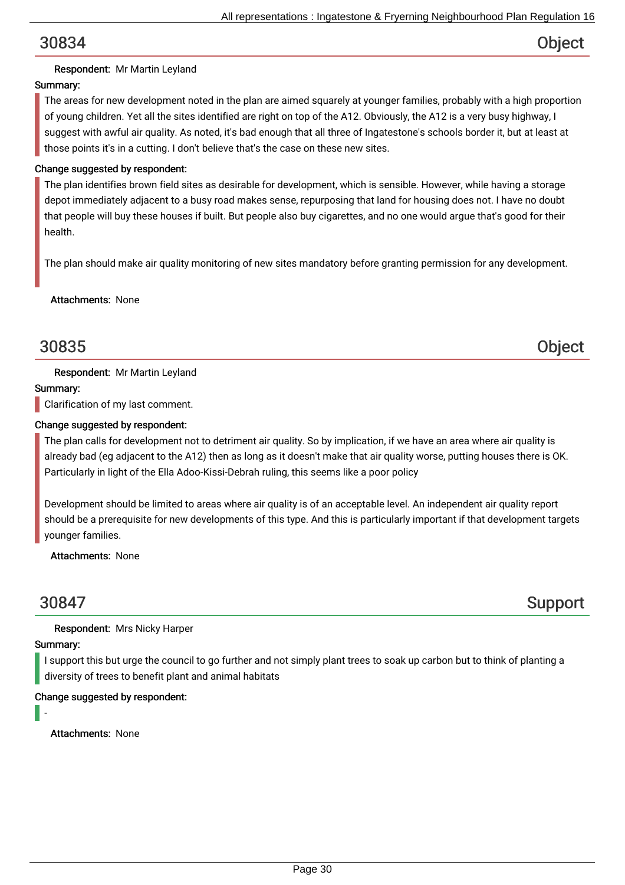## 30834 Object

**Respondent:** Mr Martin Leyland

**Summary:**

The areas for new development noted in the plan are aimed squarely at younger families, probably with a high proportion of young children. Yet all the sites identified are right on top of the A12. Obviously, the A12 is a very busy highway, I suggest with awful air quality. As noted, it's bad enough that all three of Ingatestone's schools border it, but at least at those points it's in a cutting. I don't believe that's the case on these new sites.

**Change suggested by respondent:**

The plan identifies brown field sites as desirable for development, which is sensible. However, while having a storage depot immediately adjacent to a busy road makes sense, repurposing that land for housing does not. I have no doubt that people will buy these houses if built. But people also buy cigarettes, and no one would argue that's good for their health.

The plan should make air quality monitoring of new sites mandatory before granting permission for any development.

**Attachments:** None

## 30835 Object

**Respondent:** Mr Martin Leyland

**Summary:**

Clarification of my last comment.

**Change suggested by respondent:**

The plan calls for development not to detriment air quality. So by implication, if we have an area where air quality is already bad (eg adjacent to the A12) then as long as it doesn't make that air quality worse, putting houses there is OK. Particularly in light of the Ella Adoo-Kissi-Debrah ruling, this seems like a poor policy

Development should be limited to areas where air quality is of an acceptable level. An independent air quality report should be a prerequisite for new developments of this type. And this is particularly important if that development targets younger families.

**Attachments:** None

## 30847 Support

**Respondent:** Mrs Nicky Harper

**Summary:**

I support this but urge the council to go further and not simply plant trees to soak up carbon but to think of planting a diversity of trees to benefit plant and animal habitats

**Change suggested by respondent:**

-

**Attachments:** None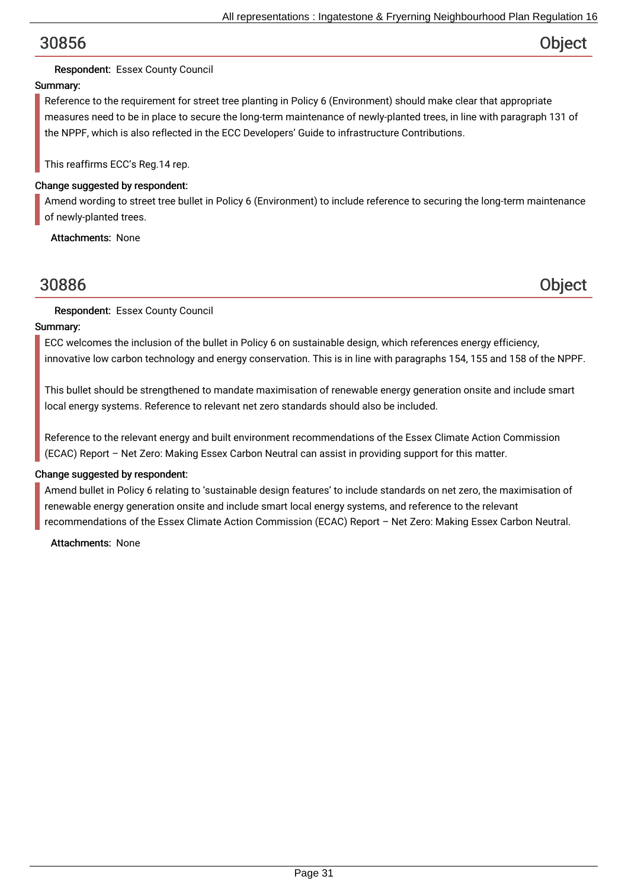## 30856 — Object

**Respondent:** Essex County Council

**Summary:**

Reference to the requirement for street tree planting in Policy 6 (Environment) should make clear that appropriate measures need to be in place to secure the long-term maintenance of newly-planted trees, in line with paragraph 131 of the NPPF, which is also reflected in the ECC Developers' Guide to infrastructure Contributions.

This reaffirms ECC's Reg.14 rep.

**Change suggested by respondent:**

Amend wording to street tree bullet in Policy 6 (Environment) to include reference to securing the long-term maintenance of newly-planted trees.

**Attachments:** None

## 30886 — Object

**Respondent:** Essex County Council

**Summary:**

ECC welcomes the inclusion of the bullet in Policy 6 on sustainable design, which references energy efficiency, innovative low carbon technology and energy conservation. This is in line with paragraphs 154, 155 and 158 of the NPPF.

This bullet should be strengthened to mandate maximisation of renewable energy generation onsite and include smart local energy systems. Reference to relevant net zero standards should also be included.

Reference to the relevant energy and built environment recommendations of the Essex Climate Action Commission (ECAC) Report – Net Zero: Making Essex Carbon Neutral can assist in providing support for this matter.

**Change suggested by respondent:**

Amend bullet in Policy 6 relating to 'sustainable design features' to include standards on net zero, the maximisation of renewable energy generation onsite and include smart local energy systems, and reference to the relevant recommendations of the Essex Climate Action Commission (ECAC) Report – Net Zero: Making Essex Carbon Neutral.

**Attachments:** None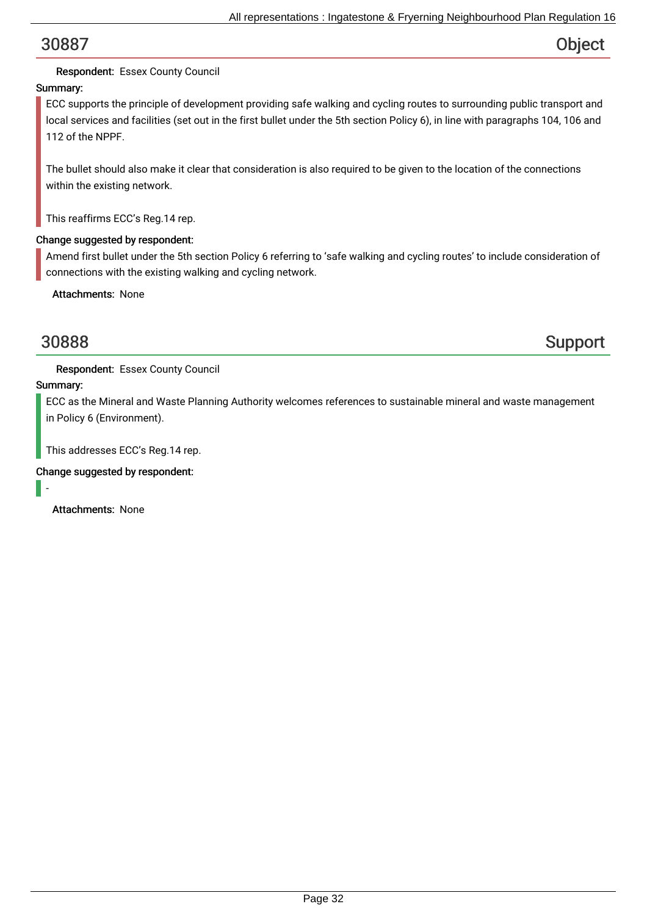## 30887 — Object

**Respondent:** Essex County Council

**Summary:**

ECC supports the principle of development providing safe walking and cycling routes to surrounding public transport and local services and facilities (set out in the first bullet under the 5th section Policy 6), in line with paragraphs 104, 106 and 112 of the NPPF.

The bullet should also make it clear that consideration is also required to be given to the location of the connections within the existing network.

This reaffirms ECC's Reg.14 rep.

**Change suggested by respondent:**

Amend first bullet under the 5th section Policy 6 referring to 'safe walking and cycling routes' to include consideration of connections with the existing walking and cycling network.

**Attachments:** None

## 30888 — Support

**Respondent:** Essex County Council

**Summary:**

ECC as the Mineral and Waste Planning Authority welcomes references to sustainable mineral and waste management in Policy 6 (Environment).

This addresses ECC's Reg.14 rep.

**Change suggested by respondent:**

-

**Attachments:** None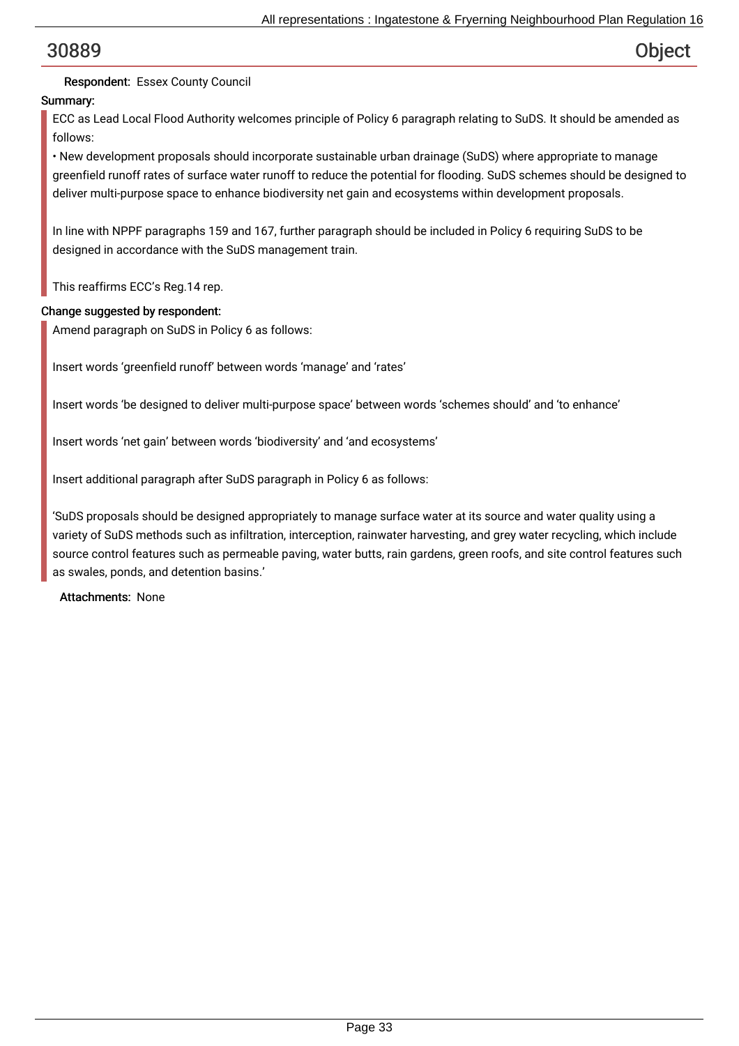## 30889 — Object

**Respondent:** Essex County Council

**Summary:**

ECC as Lead Local Flood Authority welcomes principle of Policy 6 paragraph relating to SuDS. It should be amended as follows:

• New development proposals should incorporate sustainable urban drainage (SuDS) where appropriate to manage greenfield runoff rates of surface water runoff to reduce the potential for flooding. SuDS schemes should be designed to deliver multi-purpose space to enhance biodiversity net gain and ecosystems within development proposals.

In line with NPPF paragraphs 159 and 167, further paragraph should be included in Policy 6 requiring SuDS to be designed in accordance with the SuDS management train.

This reaffirms ECC's Reg.14 rep.

**Change suggested by respondent:**

Amend paragraph on SuDS in Policy 6 as follows:

Insert words 'greenfield runoff' between words 'manage' and 'rates'

Insert words 'be designed to deliver multi-purpose space' between words 'schemes should' and 'to enhance'

Insert words 'net gain' between words 'biodiversity' and 'and ecosystems'

Insert additional paragraph after SuDS paragraph in Policy 6 as follows:

'SuDS proposals should be designed appropriately to manage surface water at its source and water quality using a variety of SuDS methods such as infiltration, interception, rainwater harvesting, and grey water recycling, which include source control features such as permeable paving, water butts, rain gardens, green roofs, and site control features such as swales, ponds, and detention basins.'

**Attachments:** None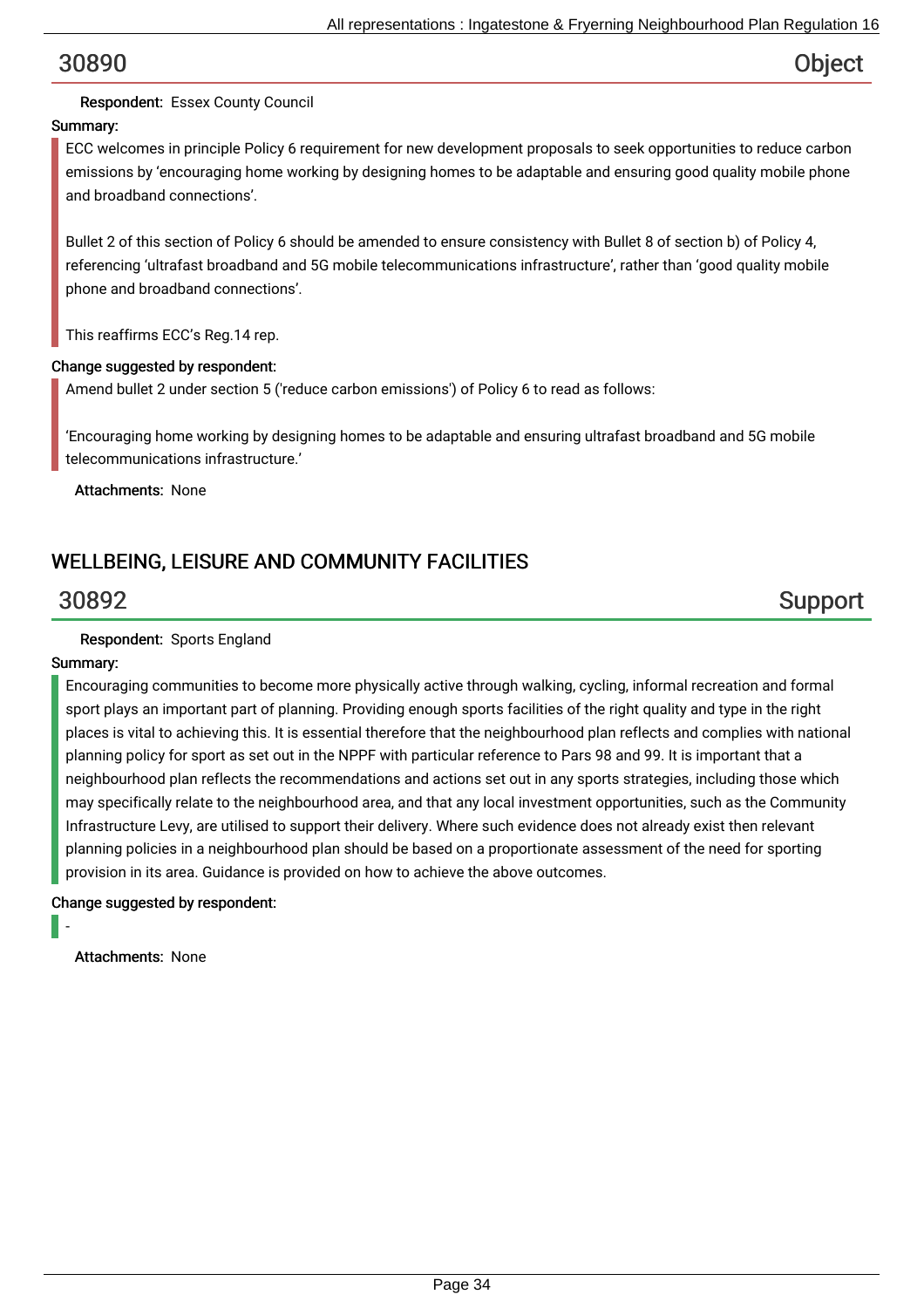## 30890 Object

**Respondent:** Essex County Council

**Summary:**

ECC welcomes in principle Policy 6 requirement for new development proposals to seek opportunities to reduce carbon emissions by 'encouraging home working by designing homes to be adaptable and ensuring good quality mobile phone and broadband connections'.

Bullet 2 of this section of Policy 6 should be amended to ensure consistency with Bullet 8 of section b) of Policy 4, referencing 'ultrafast broadband and 5G mobile telecommunications infrastructure', rather than 'good quality mobile phone and broadband connections'.

This reaffirms ECC's Reg.14 rep.

**Change suggested by respondent:**

Amend bullet 2 under section 5 ('reduce carbon emissions') of Policy 6 to read as follows:

'Encouraging home working by designing homes to be adaptable and ensuring ultrafast broadband and 5G mobile telecommunications infrastructure.'

**Attachments:** None

# WELLBEING, LEISURE AND COMMUNITY FACILITIES

## 30892 Support

**Respondent:** Sports England

**Summary:**

Encouraging communities to become more physically active through walking, cycling, informal recreation and formal sport plays an important part of planning. Providing enough sports facilities of the right quality and type in the right places is vital to achieving this. It is essential therefore that the neighbourhood plan reflects and complies with national planning policy for sport as set out in the NPPF with particular reference to Pars 98 and 99. It is important that a neighbourhood plan reflects the recommendations and actions set out in any sports strategies, including those which may specifically relate to the neighbourhood area, and that any local investment opportunities, such as the Community Infrastructure Levy, are utilised to support their delivery. Where such evidence does not already exist then relevant planning policies in a neighbourhood plan should be based on a proportionate assessment of the need for sporting provision in its area. Guidance is provided on how to achieve the above outcomes.

**Change suggested by respondent:**

-

**Attachments:** None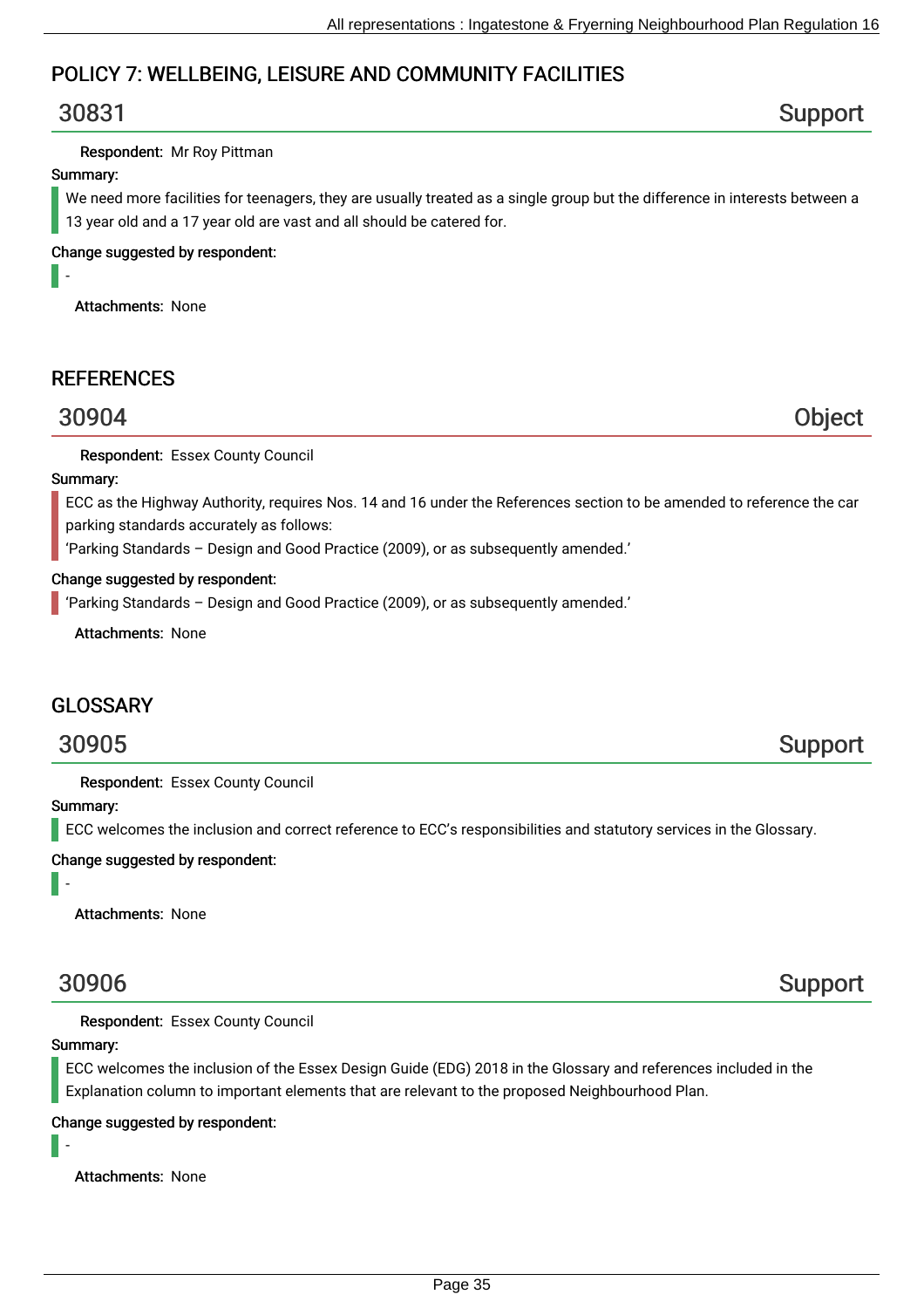## POLICY 7: WELLBEING, LEISURE AND COMMUNITY FACILITIES

### 30831 — Support

**Respondent:** Mr Roy Pittman

**Summary:**

We need more facilities for teenagers, they are usually treated as a single group but the difference in interests between a 13 year old and a 17 year old are vast and all should be catered for.

**Change suggested by respondent:**

-

**Attachments:** None

## REFERENCES

### 30904 — Object

**Respondent:** Essex County Council

**Summary:**

ECC as the Highway Authority, requires Nos. 14 and 16 under the References section to be amended to reference the car parking standards accurately as follows:
'Parking Standards – Design and Good Practice (2009), or as subsequently amended.'

**Change suggested by respondent:**

'Parking Standards – Design and Good Practice (2009), or as subsequently amended.'

**Attachments:** None

## GLOSSARY

### 30905 — Support

**Respondent:** Essex County Council

**Summary:**

ECC welcomes the inclusion and correct reference to ECC's responsibilities and statutory services in the Glossary.

**Change suggested by respondent:**

-

**Attachments:** None

### 30906 — Support

**Respondent:** Essex County Council

**Summary:**

ECC welcomes the inclusion of the Essex Design Guide (EDG) 2018 in the Glossary and references included in the Explanation column to important elements that are relevant to the proposed Neighbourhood Plan.

**Change suggested by respondent:**

-

**Attachments:** None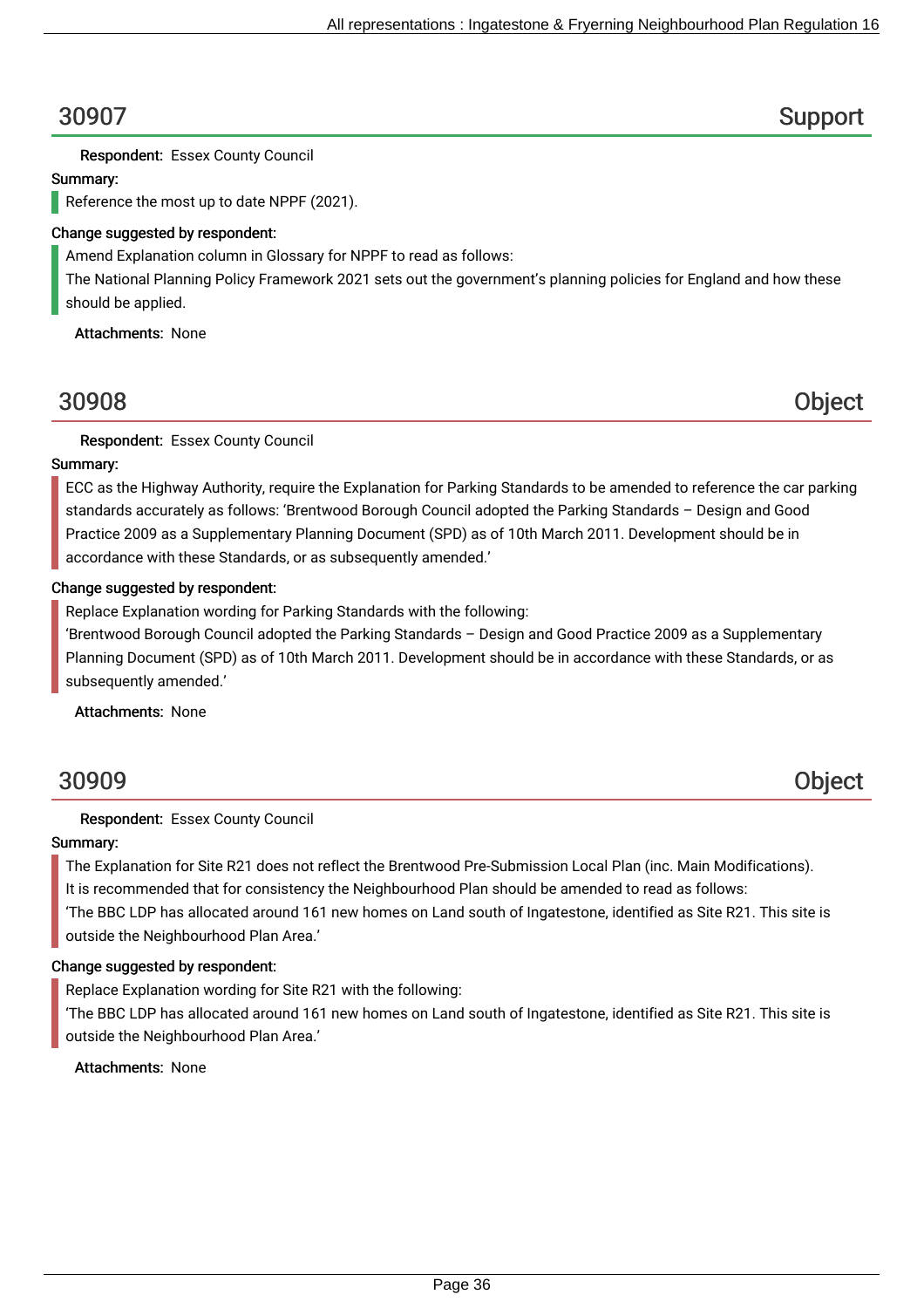## 30907 — Support

**Respondent:** Essex County Council

**Summary:**

Reference the most up to date NPPF (2021).

**Change suggested by respondent:**

Amend Explanation column in Glossary for NPPF to read as follows:

The National Planning Policy Framework 2021 sets out the government's planning policies for England and how these should be applied.

**Attachments:** None

## 30908 — Object

**Respondent:** Essex County Council

**Summary:**

ECC as the Highway Authority, require the Explanation for Parking Standards to be amended to reference the car parking standards accurately as follows: 'Brentwood Borough Council adopted the Parking Standards – Design and Good Practice 2009 as a Supplementary Planning Document (SPD) as of 10th March 2011. Development should be in accordance with these Standards, or as subsequently amended.'

**Change suggested by respondent:**

Replace Explanation wording for Parking Standards with the following:

'Brentwood Borough Council adopted the Parking Standards – Design and Good Practice 2009 as a Supplementary Planning Document (SPD) as of 10th March 2011. Development should be in accordance with these Standards, or as subsequently amended.'

**Attachments:** None

## 30909 — Object

**Respondent:** Essex County Council

**Summary:**

The Explanation for Site R21 does not reflect the Brentwood Pre-Submission Local Plan (inc. Main Modifications).

It is recommended that for consistency the Neighbourhood Plan should be amended to read as follows:

'The BBC LDP has allocated around 161 new homes on Land south of Ingatestone, identified as Site R21. This site is outside the Neighbourhood Plan Area.'

**Change suggested by respondent:**

Replace Explanation wording for Site R21 with the following:

'The BBC LDP has allocated around 161 new homes on Land south of Ingatestone, identified as Site R21. This site is outside the Neighbourhood Plan Area.'

**Attachments:** None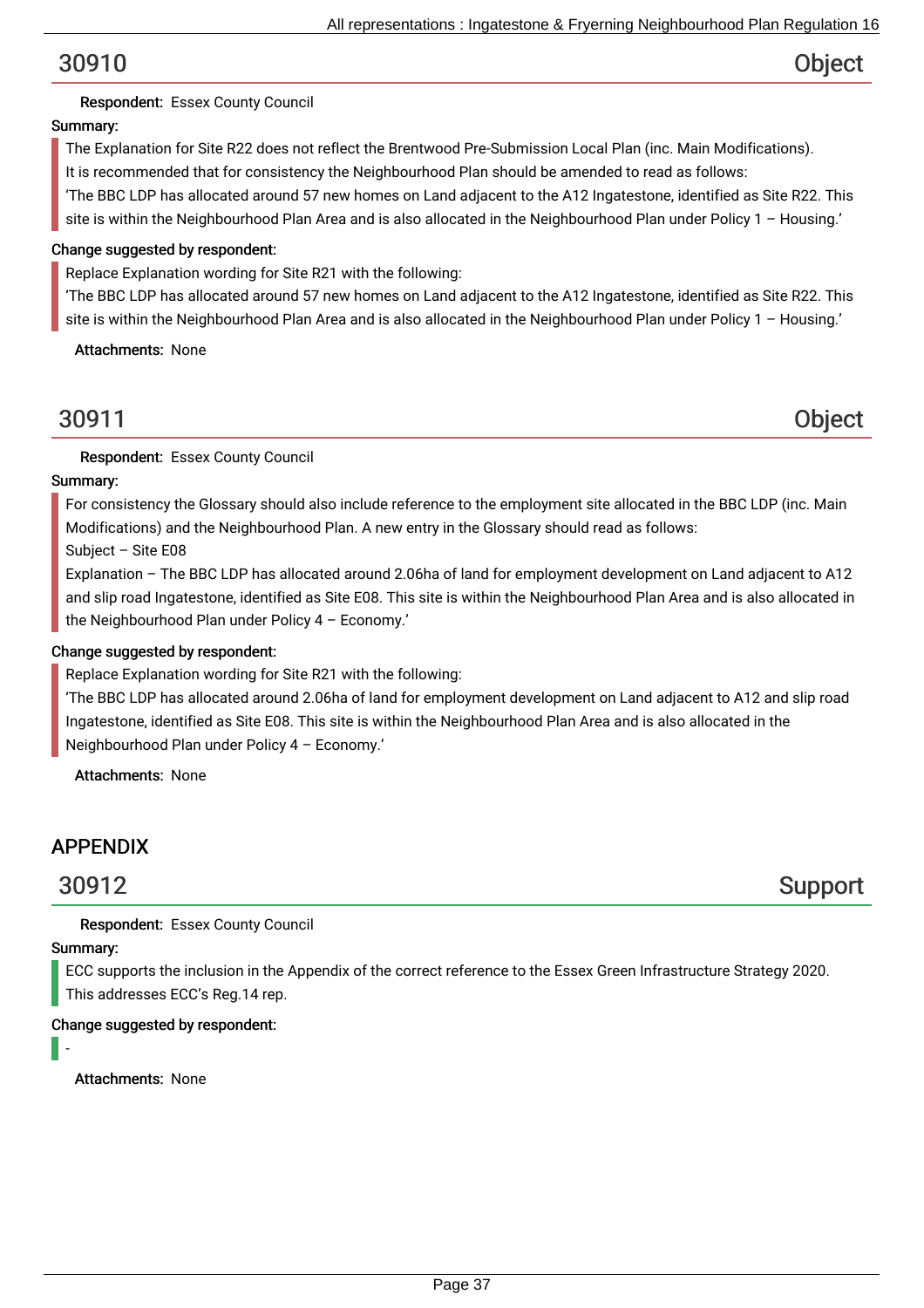## 30910 Object

**Respondent:** Essex County Council

**Summary:**

The Explanation for Site R22 does not reflect the Brentwood Pre-Submission Local Plan (inc. Main Modifications).

It is recommended that for consistency the Neighbourhood Plan should be amended to read as follows:

'The BBC LDP has allocated around 57 new homes on Land adjacent to the A12 Ingatestone, identified as Site R22. This site is within the Neighbourhood Plan Area and is also allocated in the Neighbourhood Plan under Policy 1 – Housing.'

**Change suggested by respondent:**

Replace Explanation wording for Site R21 with the following:

'The BBC LDP has allocated around 57 new homes on Land adjacent to the A12 Ingatestone, identified as Site R22. This site is within the Neighbourhood Plan Area and is also allocated in the Neighbourhood Plan under Policy 1 – Housing.'

**Attachments:** None

## 30911 Object

**Respondent:** Essex County Council

**Summary:**

For consistency the Glossary should also include reference to the employment site allocated in the BBC LDP (inc. Main Modifications) and the Neighbourhood Plan. A new entry in the Glossary should read as follows:

Subject – Site E08

Explanation – The BBC LDP has allocated around 2.06ha of land for employment development on Land adjacent to A12 and slip road Ingatestone, identified as Site E08. This site is within the Neighbourhood Plan Area and is also allocated in the Neighbourhood Plan under Policy 4 – Economy.'

**Change suggested by respondent:**

Replace Explanation wording for Site R21 with the following:

'The BBC LDP has allocated around 2.06ha of land for employment development on Land adjacent to A12 and slip road Ingatestone, identified as Site E08. This site is within the Neighbourhood Plan Area and is also allocated in the Neighbourhood Plan under Policy 4 – Economy.'

**Attachments:** None

# APPENDIX

## 30912 Support

**Respondent:** Essex County Council

**Summary:**

ECC supports the inclusion in the Appendix of the correct reference to the Essex Green Infrastructure Strategy 2020. This addresses ECC's Reg.14 rep.

**Change suggested by respondent:**

-

**Attachments:** None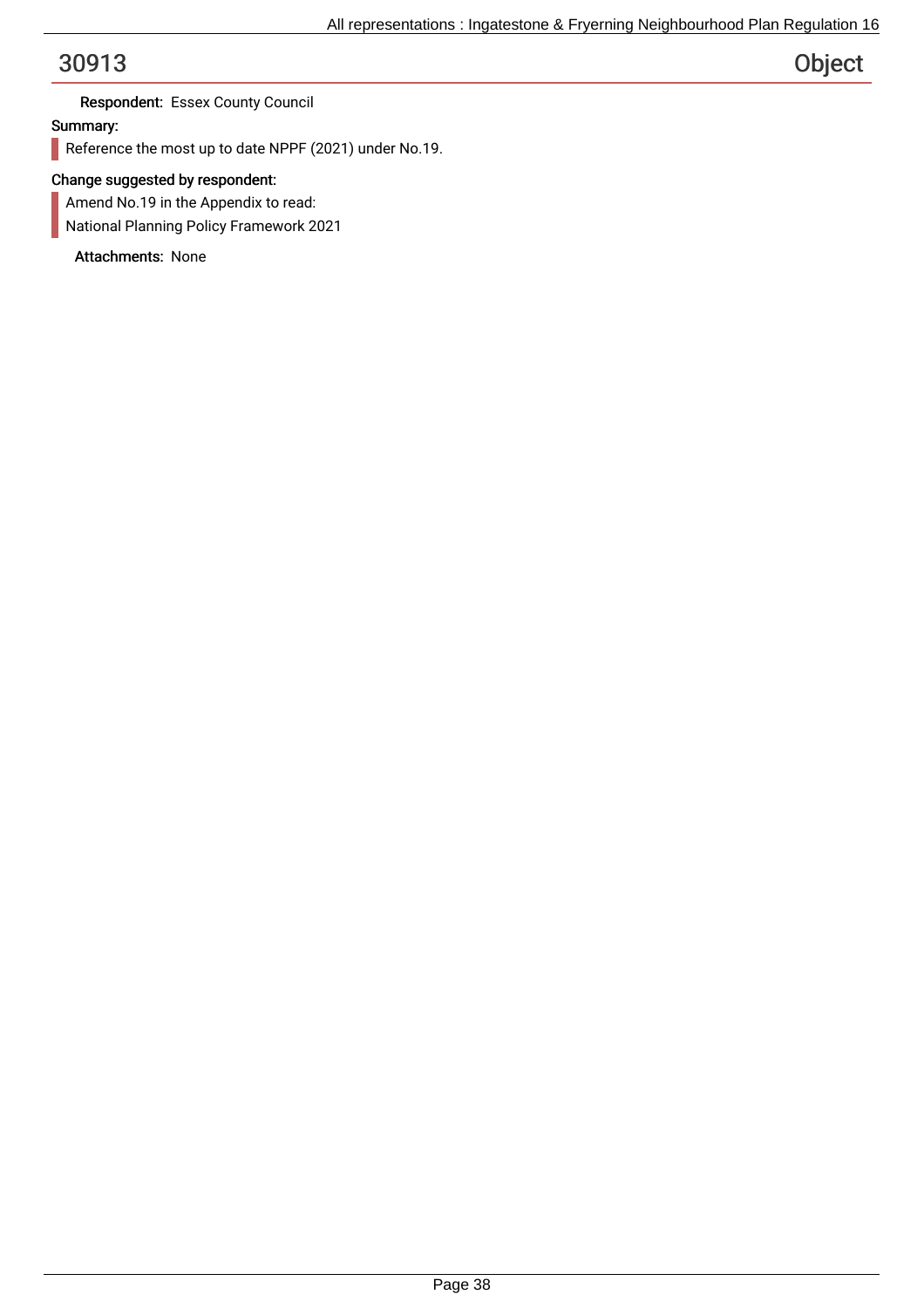## 30913 Object

**Respondent:** Essex County Council

**Summary:**

Reference the most up to date NPPF (2021) under No.19.

**Change suggested by respondent:**

Amend No.19 in the Appendix to read:

National Planning Policy Framework 2021

**Attachments:** None